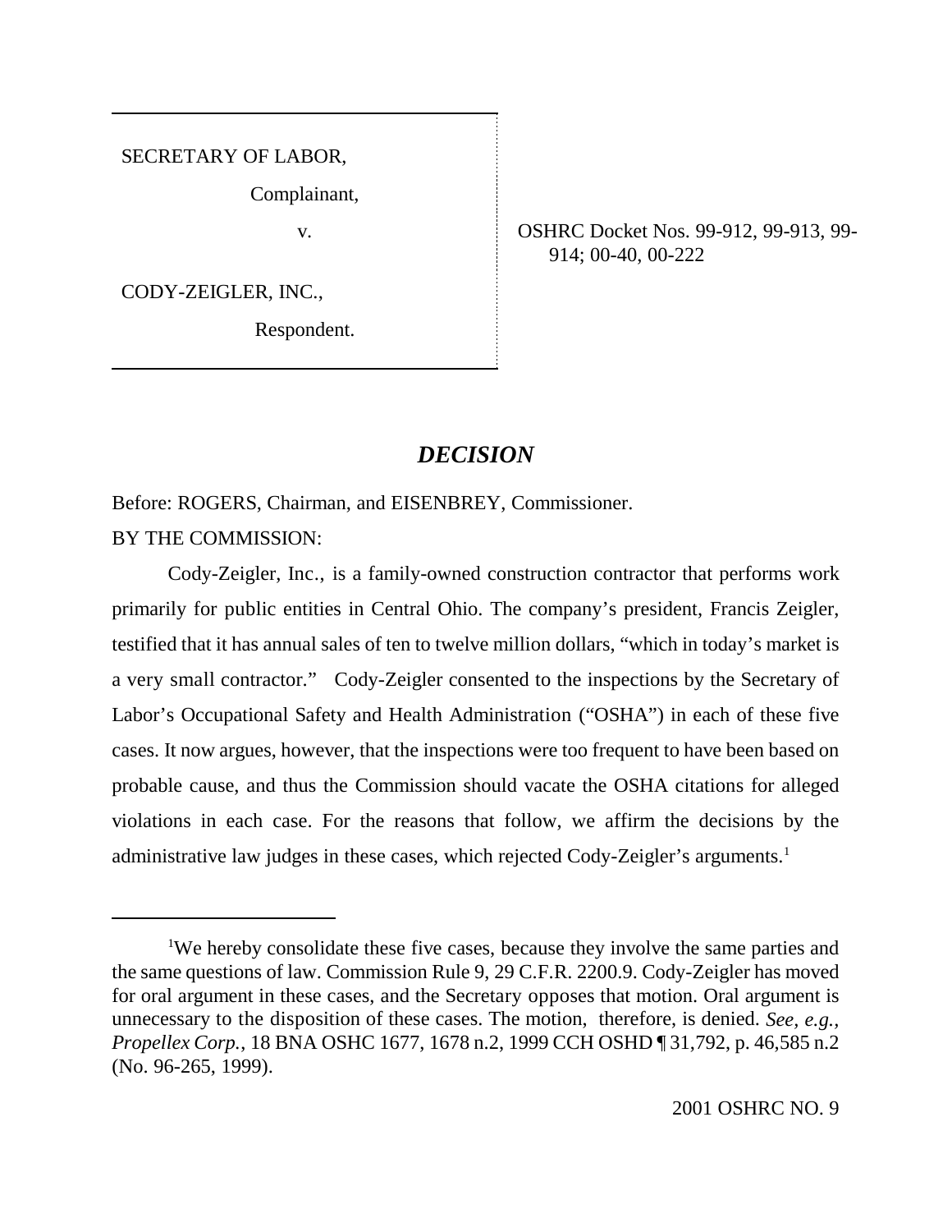SECRETARY OF LABOR,

Complainant,

v.

CODY-ZEIGLER, INC.,

Respondent.

OSHRC Docket Nos. 99-912, 99-913, 99-914; 00-40, 00-222

## *DECISION*

Before: ROGERS, Chairman, and EISENBREY, Commissioner.

BY THE COMMISSION:

Cody-Zeigler, Inc., is a family-owned construction contractor that performs work primarily for public entities in Central Ohio. The company's president, Francis Zeigler, testified that it has annual sales of ten to twelve million dollars, "which in today's market is a very small contractor." Cody-Zeigler consented to the inspections by the Secretary of Labor's Occupational Safety and Health Administration ("OSHA") in each of these five cases. It now argues, however, that the inspections were too frequent to have been based on probable cause, and thus the Commission should vacate the OSHA citations for alleged violations in each case. For the reasons that follow, we affirm the decisions by the administrative law judges in these cases, which rejected Cody-Zeigler's arguments.[1]

---

[1]We hereby consolidate these five cases, because they involve the same parties and the same questions of law. Commission Rule 9, 29 C.F.R. 2200.9. Cody-Zeigler has moved for oral argument in these cases, and the Secretary opposes that motion. Oral argument is unnecessary to the disposition of these cases. The motion, therefore, is denied. *See, e.g.*, *Propellex Corp.*, 18 BNA OSHC 1677, 1678 n.2, 1999 CCH OSHD ¶ 31,792, p. 46,585 n.2 (No. 96-265, 1999).

2001 OSHRC NO. 9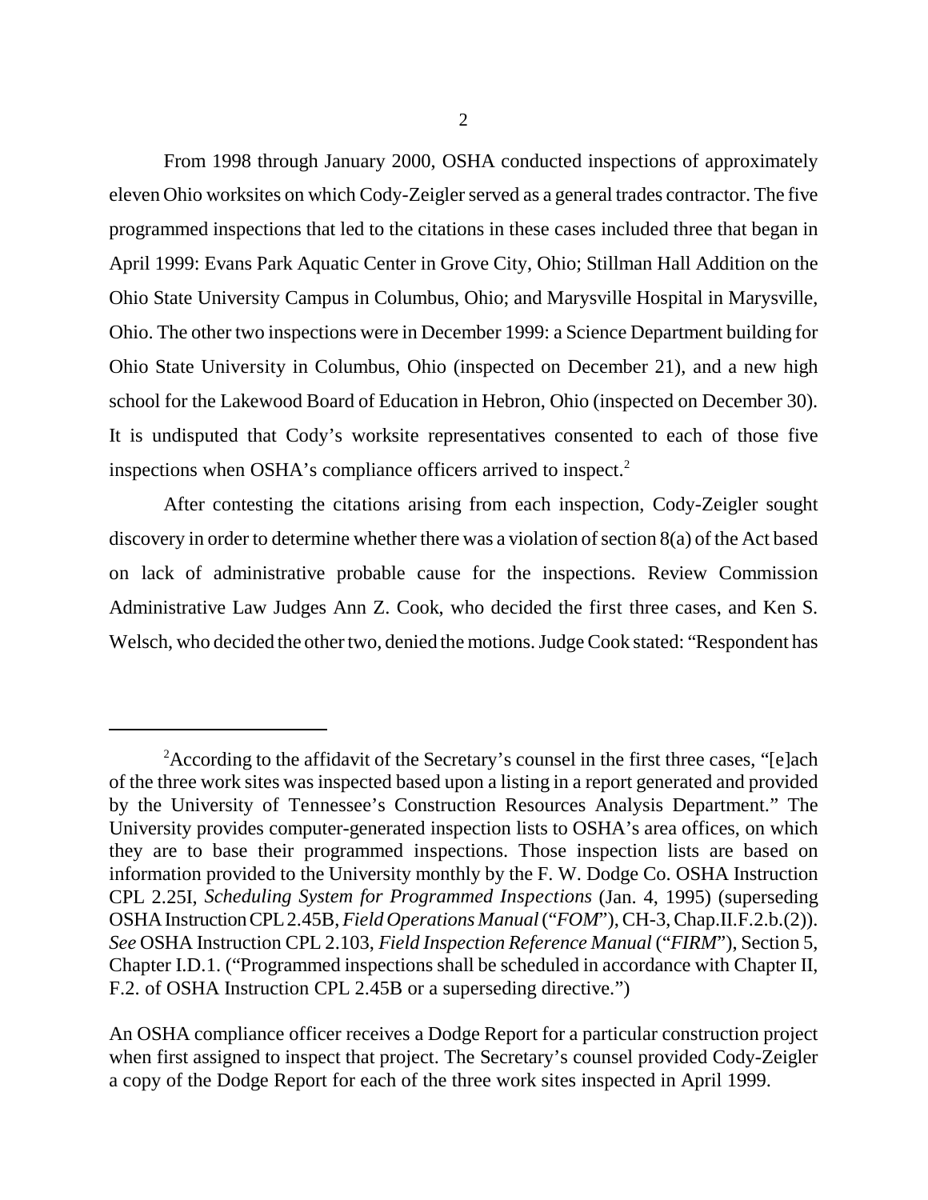From 1998 through January 2000, OSHA conducted inspections of approximately eleven Ohio worksites on which Cody-Zeigler served as a general trades contractor. The five programmed inspections that led to the citations in these cases included three that began in April 1999: Evans Park Aquatic Center in Grove City, Ohio; Stillman Hall Addition on the Ohio State University Campus in Columbus, Ohio; and Marysville Hospital in Marysville, Ohio. The other two inspections were in December 1999: a Science Department building for Ohio State University in Columbus, Ohio (inspected on December 21), and a new high school for the Lakewood Board of Education in Hebron, Ohio (inspected on December 30). It is undisputed that Cody's worksite representatives consented to each of those five inspections when OSHA's compliance officers arrived to inspect.[2]

After contesting the citations arising from each inspection, Cody-Zeigler sought discovery in order to determine whether there was a violation of section 8(a) of the Act based on lack of administrative probable cause for the inspections. Review Commission Administrative Law Judges Ann Z. Cook, who decided the first three cases, and Ken S. Welsch, who decided the other two, denied the motions. Judge Cook stated: "Respondent has

---

[2]According to the affidavit of the Secretary's counsel in the first three cases, "[e]ach of the three work sites was inspected based upon a listing in a report generated and provided by the University of Tennessee's Construction Resources Analysis Department." The University provides computer-generated inspection lists to OSHA's area offices, on which they are to base their programmed inspections. Those inspection lists are based on information provided to the University monthly by the F. W. Dodge Co. OSHA Instruction CPL 2.25I, *Scheduling System for Programmed Inspections* (Jan. 4, 1995) (superseding OSHA Instruction CPL 2.45B, *Field Operations Manual* ("*FOM*"), CH-3, Chap.II.F.2.b.(2)). *See* OSHA Instruction CPL 2.103, *Field Inspection Reference Manual* ("*FIRM*"), Section 5, Chapter I.D.1. ("Programmed inspections shall be scheduled in accordance with Chapter II, F.2. of OSHA Instruction CPL 2.45B or a superseding directive.")

An OSHA compliance officer receives a Dodge Report for a particular construction project when first assigned to inspect that project. The Secretary's counsel provided Cody-Zeigler a copy of the Dodge Report for each of the three work sites inspected in April 1999.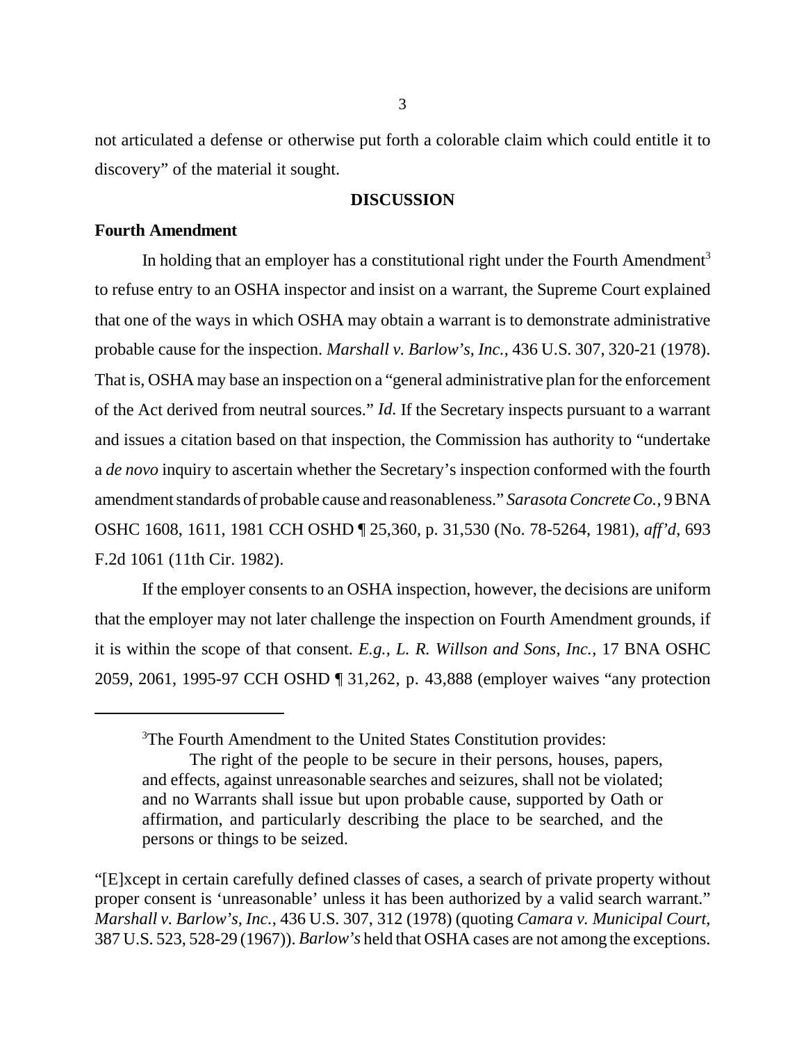not articulated a defense or otherwise put forth a colorable claim which could entitle it to discovery" of the material it sought.

## DISCUSSION

### Fourth Amendment

In holding that an employer has a constitutional right under the Fourth Amendment[3] to refuse entry to an OSHA inspector and insist on a warrant, the Supreme Court explained that one of the ways in which OSHA may obtain a warrant is to demonstrate administrative probable cause for the inspection. *Marshall v. Barlow's, Inc.*, 436 U.S. 307, 320-21 (1978). That is, OSHA may base an inspection on a "general administrative plan for the enforcement of the Act derived from neutral sources." *Id.* If the Secretary inspects pursuant to a warrant and issues a citation based on that inspection, the Commission has authority to "undertake a *de novo* inquiry to ascertain whether the Secretary's inspection conformed with the fourth amendment standards of probable cause and reasonableness." *Sarasota Concrete Co.*, 9 BNA OSHC 1608, 1611, 1981 CCH OSHD ¶ 25,360, p. 31,530 (No. 78-5264, 1981), *aff'd*, 693 F.2d 1061 (11th Cir. 1982).

If the employer consents to an OSHA inspection, however, the decisions are uniform that the employer may not later challenge the inspection on Fourth Amendment grounds, if it is within the scope of that consent. *E.g., L. R. Willson and Sons, Inc.*, 17 BNA OSHC 2059, 2061, 1995-97 CCH OSHD ¶ 31,262, p. 43,888 (employer waives "any protection

---

[3]The Fourth Amendment to the United States Constitution provides:

> The right of the people to be secure in their persons, houses, papers, and effects, against unreasonable searches and seizures, shall not be violated; and no Warrants shall issue but upon probable cause, supported by Oath or affirmation, and particularly describing the place to be searched, and the persons or things to be seized.

"[E]xcept in certain carefully defined classes of cases, a search of private property without proper consent is 'unreasonable' unless it has been authorized by a valid search warrant." *Marshall v. Barlow's, Inc.*, 436 U.S. 307, 312 (1978) (quoting *Camara v. Municipal Court*, 387 U.S. 523, 528-29 (1967)). *Barlow's* held that OSHA cases are not among the exceptions.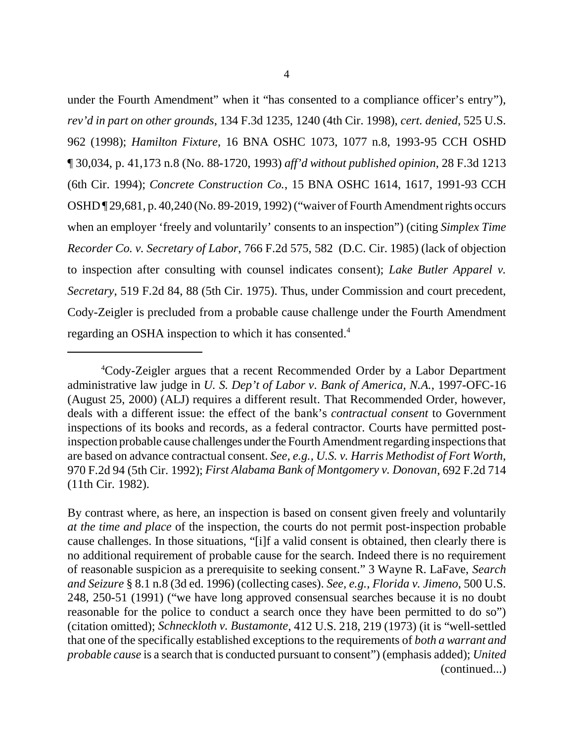under the Fourth Amendment" when it "has consented to a compliance officer's entry"), *rev'd in part on other grounds*, 134 F.3d 1235, 1240 (4th Cir. 1998), *cert. denied*, 525 U.S. 962 (1998); *Hamilton Fixture*, 16 BNA OSHC 1073, 1077 n.8, 1993-95 CCH OSHD ¶ 30,034, p. 41,173 n.8 (No. 88-1720, 1993) *aff'd without published opinion*, 28 F.3d 1213 (6th Cir. 1994); *Concrete Construction Co.*, 15 BNA OSHC 1614, 1617, 1991-93 CCH OSHD ¶ 29,681, p. 40,240 (No. 89-2019, 1992) ("waiver of Fourth Amendment rights occurs when an employer 'freely and voluntarily' consents to an inspection") (citing *Simplex Time Recorder Co. v. Secretary of Labor*, 766 F.2d 575, 582 (D.C. Cir. 1985) (lack of objection to inspection after consulting with counsel indicates consent); *Lake Butler Apparel v. Secretary*, 519 F.2d 84, 88 (5th Cir. 1975). Thus, under Commission and court precedent, Cody-Zeigler is precluded from a probable cause challenge under the Fourth Amendment regarding an OSHA inspection to which it has consented.[4]

---

[4]Cody-Zeigler argues that a recent Recommended Order by a Labor Department administrative law judge in *U. S. Dep't of Labor v. Bank of America, N.A.*, 1997-OFC-16 (August 25, 2000) (ALJ) requires a different result. That Recommended Order, however, deals with a different issue: the effect of the bank's *contractual consent* to Government inspections of its books and records, as a federal contractor. Courts have permitted post-inspection probable cause challenges under the Fourth Amendment regarding inspections that are based on advance contractual consent. *See, e.g., U.S. v. Harris Methodist of Fort Worth*, 970 F.2d 94 (5th Cir. 1992); *First Alabama Bank of Montgomery v. Donovan*, 692 F.2d 714 (11th Cir. 1982).

By contrast where, as here, an inspection is based on consent given freely and voluntarily *at the time and place* of the inspection, the courts do not permit post-inspection probable cause challenges. In those situations, "[i]f a valid consent is obtained, then clearly there is no additional requirement of probable cause for the search. Indeed there is no requirement of reasonable suspicion as a prerequisite to seeking consent." 3 Wayne R. LaFave, *Search and Seizure* § 8.1 n.8 (3d ed. 1996) (collecting cases). *See, e.g., Florida v. Jimeno*, 500 U.S. 248, 250-51 (1991) ("we have long approved consensual searches because it is no doubt reasonable for the police to conduct a search once they have been permitted to do so") (citation omitted); *Schneckloth v. Bustamonte*, 412 U.S. 218, 219 (1973) (it is "well-settled that one of the specifically established exceptions to the requirements of *both a warrant and probable cause* is a search that is conducted pursuant to consent") (emphasis added); *United*

(continued...)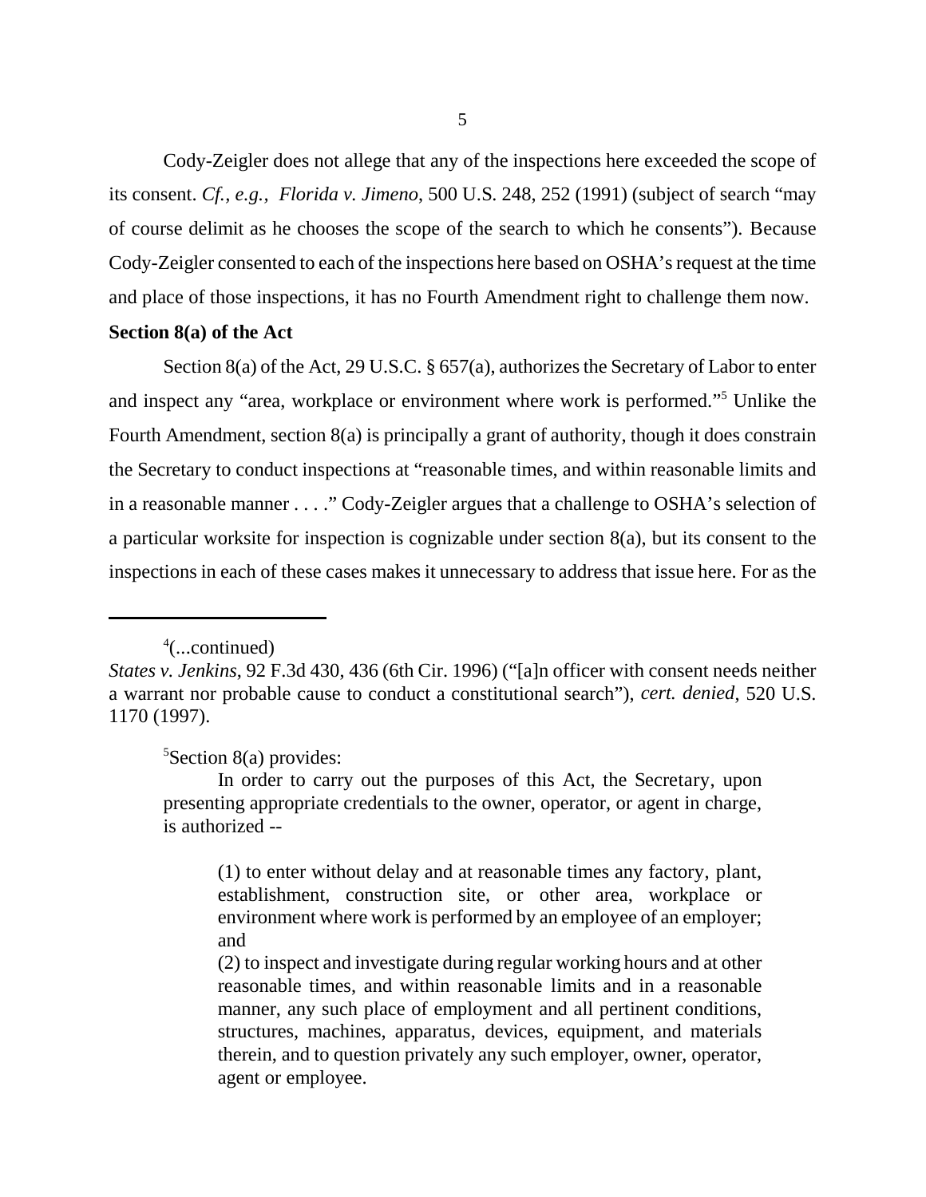Cody-Zeigler does not allege that any of the inspections here exceeded the scope of its consent. *Cf., e.g., Florida v. Jimeno*, 500 U.S. 248, 252 (1991) (subject of search "may of course delimit as he chooses the scope of the search to which he consents"). Because Cody-Zeigler consented to each of the inspections here based on OSHA's request at the time and place of those inspections, it has no Fourth Amendment right to challenge them now.

**Section 8(a) of the Act**

Section 8(a) of the Act, 29 U.S.C. § 657(a), authorizes the Secretary of Labor to enter and inspect any "area, workplace or environment where work is performed."[5] Unlike the Fourth Amendment, section 8(a) is principally a grant of authority, though it does constrain the Secretary to conduct inspections at "reasonable times, and within reasonable limits and in a reasonable manner . . . ." Cody-Zeigler argues that a challenge to OSHA's selection of a particular worksite for inspection is cognizable under section 8(a), but its consent to the inspections in each of these cases makes it unnecessary to address that issue here. For as the

---

[4](...continued)
*States v. Jenkins*, 92 F.3d 430, 436 (6th Cir. 1996) ("[a]n officer with consent needs neither a warrant nor probable cause to conduct a constitutional search"), *cert. denied*, 520 U.S. 1170 (1997).

[5]Section 8(a) provides:

> In order to carry out the purposes of this Act, the Secretary, upon presenting appropriate credentials to the owner, operator, or agent in charge, is authorized --
>
> (1) to enter without delay and at reasonable times any factory, plant, establishment, construction site, or other area, workplace or environment where work is performed by an employee of an employer; and
>
> (2) to inspect and investigate during regular working hours and at other reasonable times, and within reasonable limits and in a reasonable manner, any such place of employment and all pertinent conditions, structures, machines, apparatus, devices, equipment, and materials therein, and to question privately any such employer, owner, operator, agent or employee.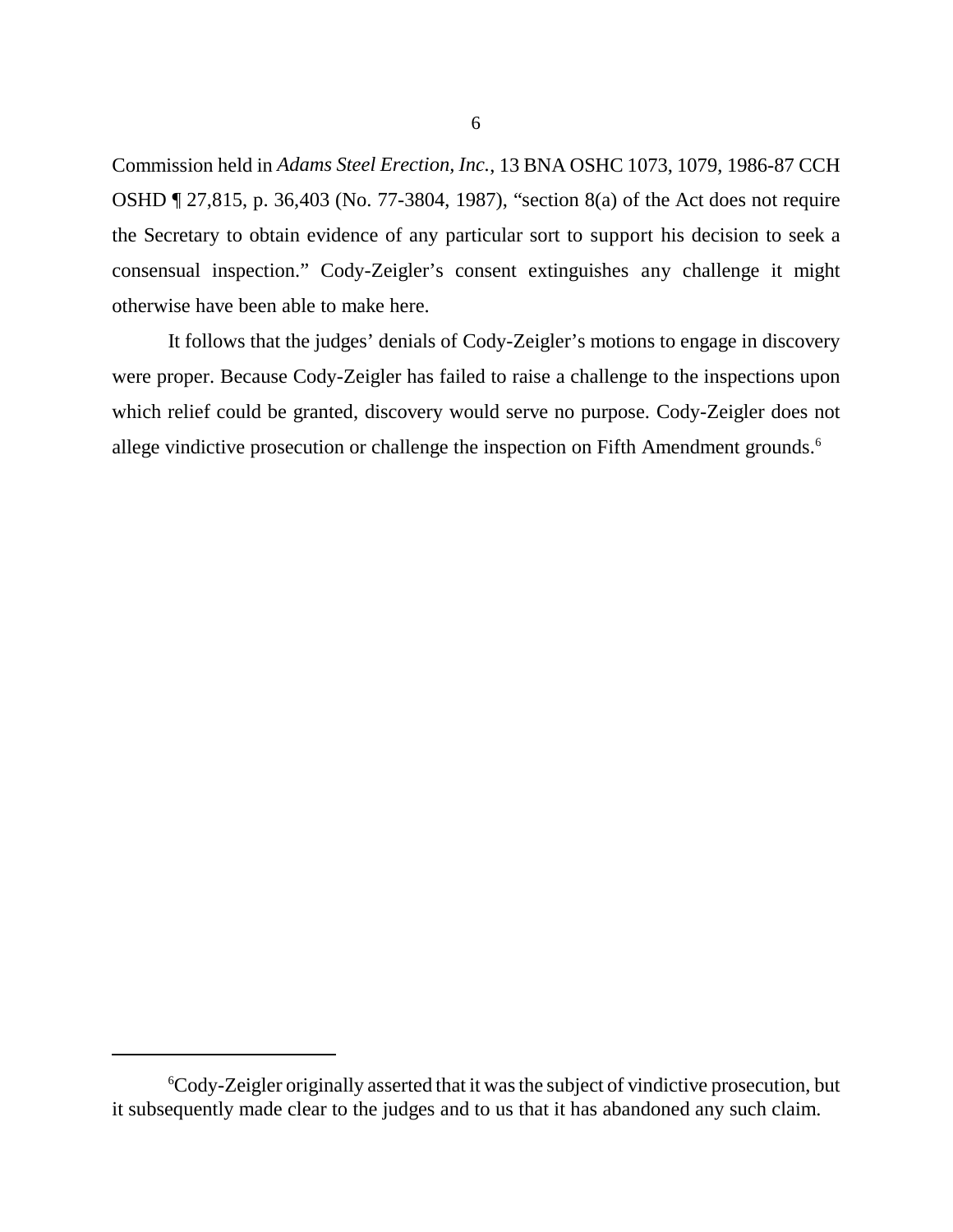Commission held in *Adams Steel Erection, Inc.*, 13 BNA OSHC 1073, 1079, 1986-87 CCH OSHD ¶ 27,815, p. 36,403 (No. 77-3804, 1987), "section 8(a) of the Act does not require the Secretary to obtain evidence of any particular sort to support his decision to seek a consensual inspection." Cody-Zeigler's consent extinguishes any challenge it might otherwise have been able to make here.

It follows that the judges' denials of Cody-Zeigler's motions to engage in discovery were proper. Because Cody-Zeigler has failed to raise a challenge to the inspections upon which relief could be granted, discovery would serve no purpose. Cody-Zeigler does not allege vindictive prosecution or challenge the inspection on Fifth Amendment grounds.[6]

---

[6] Cody-Zeigler originally asserted that it was the subject of vindictive prosecution, but it subsequently made clear to the judges and to us that it has abandoned any such claim.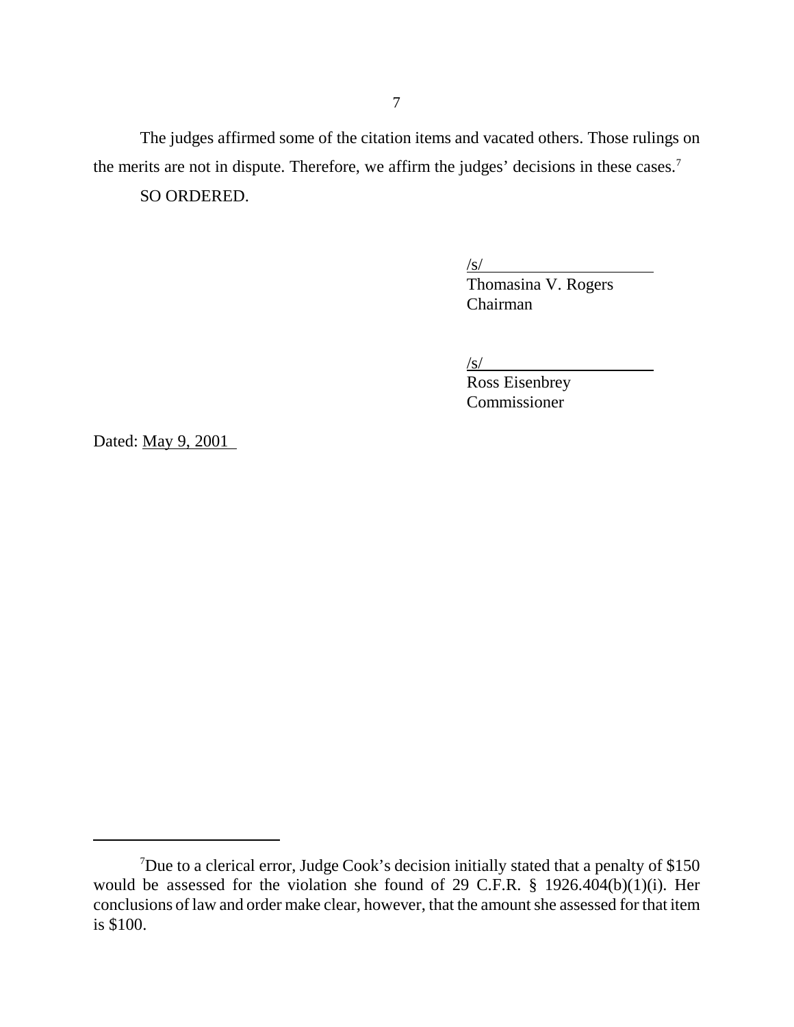The judges affirmed some of the citation items and vacated others. Those rulings on the merits are not in dispute. Therefore, we affirm the judges' decisions in these cases.[7]

SO ORDERED.

/s/
Thomasina V. Rogers
Chairman

/s/
Ross Eisenbrey
Commissioner

Dated: May 9, 2001

---

[7]Due to a clerical error, Judge Cook's decision initially stated that a penalty of $150 would be assessed for the violation she found of 29 C.F.R. § 1926.404(b)(1)(i). Her conclusions of law and order make clear, however, that the amount she assessed for that item is $100.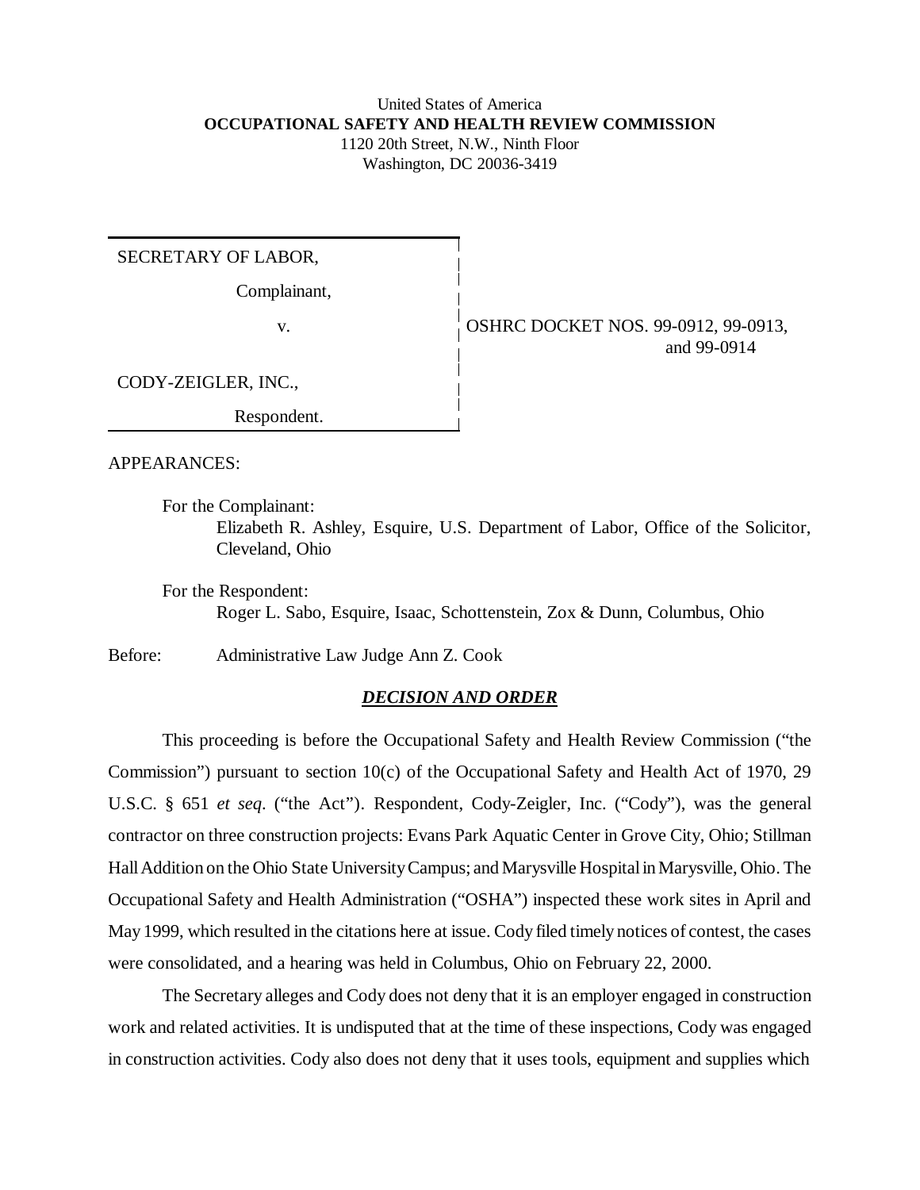United States of America
**OCCUPATIONAL SAFETY AND HEALTH REVIEW COMMISSION**
1120 20th Street, N.W., Ninth Floor
Washington, DC 20036-3419

| | |
|---|---|
| SECRETARY OF LABOR,<br>Complainant,<br>v.<br>CODY-ZEIGLER, INC.,<br>Respondent. | OSHRC DOCKET NOS. 99-0912, 99-0913, and 99-0914 |

APPEARANCES:

For the Complainant:
Elizabeth R. Ashley, Esquire, U.S. Department of Labor, Office of the Solicitor, Cleveland, Ohio

For the Respondent:
Roger L. Sabo, Esquire, Isaac, Schottenstein, Zox & Dunn, Columbus, Ohio

Before: Administrative Law Judge Ann Z. Cook

## ***DECISION AND ORDER***

This proceeding is before the Occupational Safety and Health Review Commission ("the Commission") pursuant to section 10(c) of the Occupational Safety and Health Act of 1970, 29 U.S.C. § 651 *et seq*. ("the Act"). Respondent, Cody-Zeigler, Inc. ("Cody"), was the general contractor on three construction projects: Evans Park Aquatic Center in Grove City, Ohio; Stillman Hall Addition on the Ohio State University Campus; and Marysville Hospital in Marysville, Ohio. The Occupational Safety and Health Administration ("OSHA") inspected these work sites in April and May 1999, which resulted in the citations here at issue. Cody filed timely notices of contest, the cases were consolidated, and a hearing was held in Columbus, Ohio on February 22, 2000.

The Secretary alleges and Cody does not deny that it is an employer engaged in construction work and related activities. It is undisputed that at the time of these inspections, Cody was engaged in construction activities. Cody also does not deny that it uses tools, equipment and supplies which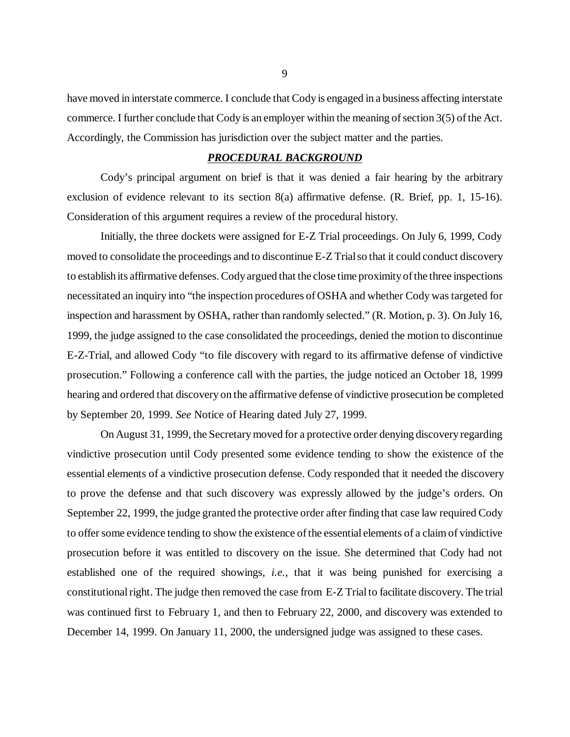have moved in interstate commerce. I conclude that Cody is engaged in a business affecting interstate commerce. I further conclude that Cody is an employer within the meaning of section 3(5) of the Act. Accordingly, the Commission has jurisdiction over the subject matter and the parties.

## ***PROCEDURAL BACKGROUND***

Cody's principal argument on brief is that it was denied a fair hearing by the arbitrary exclusion of evidence relevant to its section 8(a) affirmative defense. (R. Brief, pp. 1, 15-16). Consideration of this argument requires a review of the procedural history.

Initially, the three dockets were assigned for E-Z Trial proceedings. On July 6, 1999, Cody moved to consolidate the proceedings and to discontinue E-Z Trial so that it could conduct discovery to establish its affirmative defenses. Cody argued that the close time proximity of the three inspections necessitated an inquiry into "the inspection procedures of OSHA and whether Cody was targeted for inspection and harassment by OSHA, rather than randomly selected." (R. Motion, p. 3). On July 16, 1999, the judge assigned to the case consolidated the proceedings, denied the motion to discontinue E-Z-Trial, and allowed Cody "to file discovery with regard to its affirmative defense of vindictive prosecution." Following a conference call with the parties, the judge noticed an October 18, 1999 hearing and ordered that discovery on the affirmative defense of vindictive prosecution be completed by September 20, 1999. *See* Notice of Hearing dated July 27, 1999.

On August 31, 1999, the Secretary moved for a protective order denying discovery regarding vindictive prosecution until Cody presented some evidence tending to show the existence of the essential elements of a vindictive prosecution defense. Cody responded that it needed the discovery to prove the defense and that such discovery was expressly allowed by the judge's orders. On September 22, 1999, the judge granted the protective order after finding that case law required Cody to offer some evidence tending to show the existence of the essential elements of a claim of vindictive prosecution before it was entitled to discovery on the issue. She determined that Cody had not established one of the required showings, *i.e.*, that it was being punished for exercising a constitutional right. The judge then removed the case from E-Z Trial to facilitate discovery. The trial was continued first to February 1, and then to February 22, 2000, and discovery was extended to December 14, 1999. On January 11, 2000, the undersigned judge was assigned to these cases.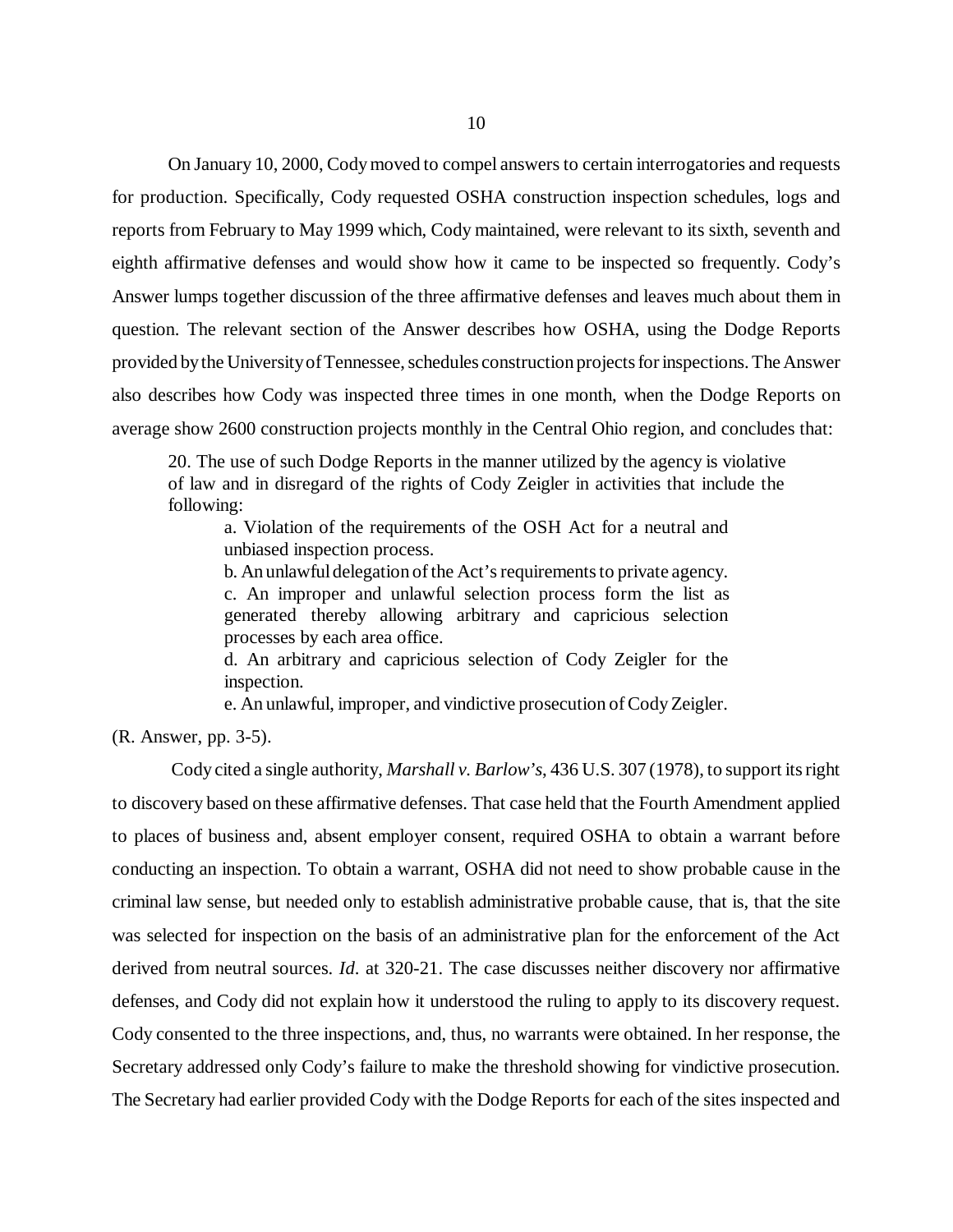On January 10, 2000, Cody moved to compel answers to certain interrogatories and requests for production. Specifically, Cody requested OSHA construction inspection schedules, logs and reports from February to May 1999 which, Cody maintained, were relevant to its sixth, seventh and eighth affirmative defenses and would show how it came to be inspected so frequently. Cody's Answer lumps together discussion of the three affirmative defenses and leaves much about them in question. The relevant section of the Answer describes how OSHA, using the Dodge Reports provided by the University of Tennessee, schedules construction projects for inspections. The Answer also describes how Cody was inspected three times in one month, when the Dodge Reports on average show 2600 construction projects monthly in the Central Ohio region, and concludes that:

> 20. The use of such Dodge Reports in the manner utilized by the agency is violative of law and in disregard of the rights of Cody Zeigler in activities that include the following:
>
> a. Violation of the requirements of the OSH Act for a neutral and unbiased inspection process.
>
> b. An unlawful delegation of the Act's requirements to private agency.
>
> c. An improper and unlawful selection process form the list as generated thereby allowing arbitrary and capricious selection processes by each area office.
>
> d. An arbitrary and capricious selection of Cody Zeigler for the inspection.
>
> e. An unlawful, improper, and vindictive prosecution of Cody Zeigler.

(R. Answer, pp. 3-5).

Cody cited a single authority, *Marshall v. Barlow's*, 436 U.S. 307 (1978), to support its right to discovery based on these affirmative defenses. That case held that the Fourth Amendment applied to places of business and, absent employer consent, required OSHA to obtain a warrant before conducting an inspection. To obtain a warrant, OSHA did not need to show probable cause in the criminal law sense, but needed only to establish administrative probable cause, that is, that the site was selected for inspection on the basis of an administrative plan for the enforcement of the Act derived from neutral sources. *Id*. at 320-21. The case discusses neither discovery nor affirmative defenses, and Cody did not explain how it understood the ruling to apply to its discovery request. Cody consented to the three inspections, and, thus, no warrants were obtained. In her response, the Secretary addressed only Cody's failure to make the threshold showing for vindictive prosecution. The Secretary had earlier provided Cody with the Dodge Reports for each of the sites inspected and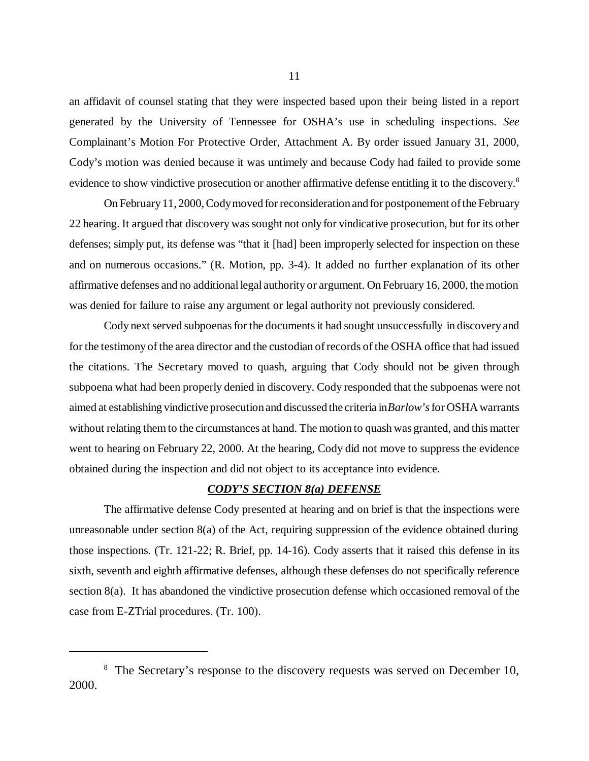an affidavit of counsel stating that they were inspected based upon their being listed in a report generated by the University of Tennessee for OSHA's use in scheduling inspections. *See* Complainant's Motion For Protective Order, Attachment A. By order issued January 31, 2000, Cody's motion was denied because it was untimely and because Cody had failed to provide some evidence to show vindictive prosecution or another affirmative defense entitling it to the discovery.[8]

On February 11, 2000, Cody moved for reconsideration and for postponement of the February 22 hearing. It argued that discovery was sought not only for vindicative prosecution, but for its other defenses; simply put, its defense was "that it [had] been improperly selected for inspection on these and on numerous occasions." (R. Motion, pp. 3-4). It added no further explanation of its other affirmative defenses and no additional legal authority or argument. On February 16, 2000, the motion was denied for failure to raise any argument or legal authority not previously considered.

Cody next served subpoenas for the documents it had sought unsuccessfully in discovery and for the testimony of the area director and the custodian of records of the OSHA office that had issued the citations. The Secretary moved to quash, arguing that Cody should not be given through subpoena what had been properly denied in discovery. Cody responded that the subpoenas were not aimed at establishing vindictive prosecution and discussed the criteria in *Barlow's* for OSHA warrants without relating them to the circumstances at hand. The motion to quash was granted, and this matter went to hearing on February 22, 2000. At the hearing, Cody did not move to suppress the evidence obtained during the inspection and did not object to its acceptance into evidence.

***<u>CODY'S SECTION 8(a) DEFENSE</u>***

The affirmative defense Cody presented at hearing and on brief is that the inspections were unreasonable under section 8(a) of the Act, requiring suppression of the evidence obtained during those inspections. (Tr. 121-22; R. Brief, pp. 14-16). Cody asserts that it raised this defense in its sixth, seventh and eighth affirmative defenses, although these defenses do not specifically reference section 8(a). It has abandoned the vindictive prosecution defense which occasioned removal of the case from E-ZTrial procedures. (Tr. 100).

---

[8] The Secretary's response to the discovery requests was served on December 10, 2000.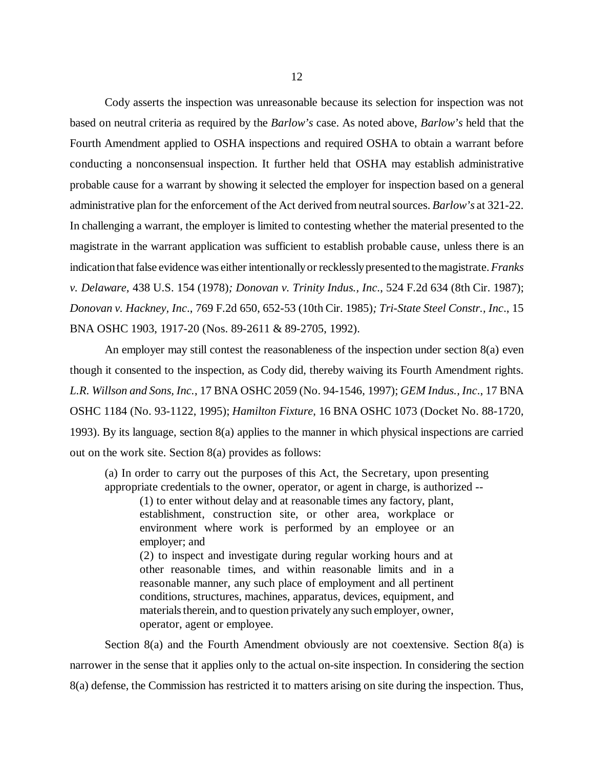Cody asserts the inspection was unreasonable because its selection for inspection was not based on neutral criteria as required by the *Barlow's* case. As noted above, *Barlow's* held that the Fourth Amendment applied to OSHA inspections and required OSHA to obtain a warrant before conducting a nonconsensual inspection. It further held that OSHA may establish administrative probable cause for a warrant by showing it selected the employer for inspection based on a general administrative plan for the enforcement of the Act derived from neutral sources. *Barlow's* at 321-22. In challenging a warrant, the employer is limited to contesting whether the material presented to the magistrate in the warrant application was sufficient to establish probable cause, unless there is an indication that false evidence was either intentionally or recklessly presented to the magistrate. *Franks v. Delaware,* 438 U.S. 154 (1978)*; Donovan v. Trinity Indus., Inc*., 524 F.2d 634 (8th Cir. 1987); *Donovan v. Hackney, Inc*., 769 F.2d 650, 652-53 (10th Cir. 1985)*; Tri-State Steel Constr., Inc*., 15 BNA OSHC 1903, 1917-20 (Nos. 89-2611 & 89-2705, 1992).

An employer may still contest the reasonableness of the inspection under section 8(a) even though it consented to the inspection, as Cody did, thereby waiving its Fourth Amendment rights. *L.R. Willson and Sons, Inc.*, 17 BNA OSHC 2059 (No. 94-1546, 1997); *GEM Indus., Inc*., 17 BNA OSHC 1184 (No. 93-1122, 1995); *Hamilton Fixture*, 16 BNA OSHC 1073 (Docket No. 88-1720, 1993). By its language, section 8(a) applies to the manner in which physical inspections are carried out on the work site. Section 8(a) provides as follows:

> (a) In order to carry out the purposes of this Act, the Secretary, upon presenting appropriate credentials to the owner, operator, or agent in charge, is authorized --
>
> > (1) to enter without delay and at reasonable times any factory, plant, establishment, construction site, or other area, workplace or environment where work is performed by an employee or an employer; and
> >
> > (2) to inspect and investigate during regular working hours and at other reasonable times, and within reasonable limits and in a reasonable manner, any such place of employment and all pertinent conditions, structures, machines, apparatus, devices, equipment, and materials therein, and to question privately any such employer, owner, operator, agent or employee.

Section 8(a) and the Fourth Amendment obviously are not coextensive. Section 8(a) is narrower in the sense that it applies only to the actual on-site inspection. In considering the section 8(a) defense, the Commission has restricted it to matters arising on site during the inspection. Thus,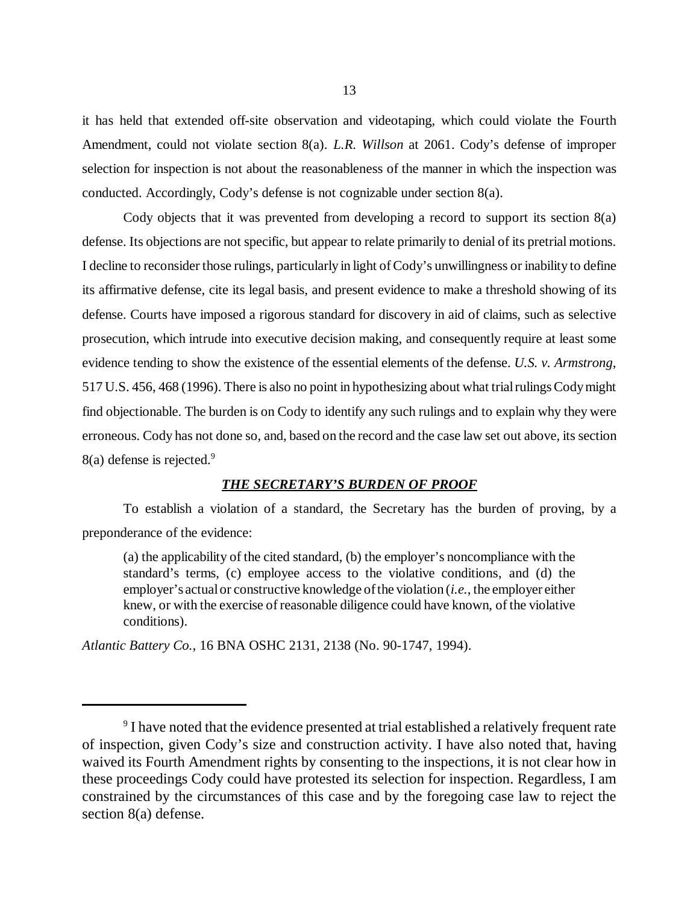it has held that extended off-site observation and videotaping, which could violate the Fourth Amendment, could not violate section 8(a). *L.R. Willson* at 2061. Cody's defense of improper selection for inspection is not about the reasonableness of the manner in which the inspection was conducted. Accordingly, Cody's defense is not cognizable under section 8(a).

Cody objects that it was prevented from developing a record to support its section 8(a) defense. Its objections are not specific, but appear to relate primarily to denial of its pretrial motions. I decline to reconsider those rulings, particularly in light of Cody's unwillingness or inability to define its affirmative defense, cite its legal basis, and present evidence to make a threshold showing of its defense. Courts have imposed a rigorous standard for discovery in aid of claims, such as selective prosecution, which intrude into executive decision making, and consequently require at least some evidence tending to show the existence of the essential elements of the defense. *U.S. v. Armstrong*, 517 U.S. 456, 468 (1996). There is also no point in hypothesizing about what trial rulings Cody might find objectionable. The burden is on Cody to identify any such rulings and to explain why they were erroneous. Cody has not done so, and, based on the record and the case law set out above, its section 8(a) defense is rejected.[9]

## ***THE SECRETARY'S BURDEN OF PROOF***

To establish a violation of a standard, the Secretary has the burden of proving, by a preponderance of the evidence:

> (a) the applicability of the cited standard, (b) the employer's noncompliance with the standard's terms, (c) employee access to the violative conditions, and (d) the employer's actual or constructive knowledge of the violation (*i.e.*, the employer either knew, or with the exercise of reasonable diligence could have known, of the violative conditions).

*Atlantic Battery Co.*, 16 BNA OSHC 2131, 2138 (No. 90-1747, 1994).

---

[9] I have noted that the evidence presented at trial established a relatively frequent rate of inspection, given Cody's size and construction activity. I have also noted that, having waived its Fourth Amendment rights by consenting to the inspections, it is not clear how in these proceedings Cody could have protested its selection for inspection. Regardless, I am constrained by the circumstances of this case and by the foregoing case law to reject the section 8(a) defense.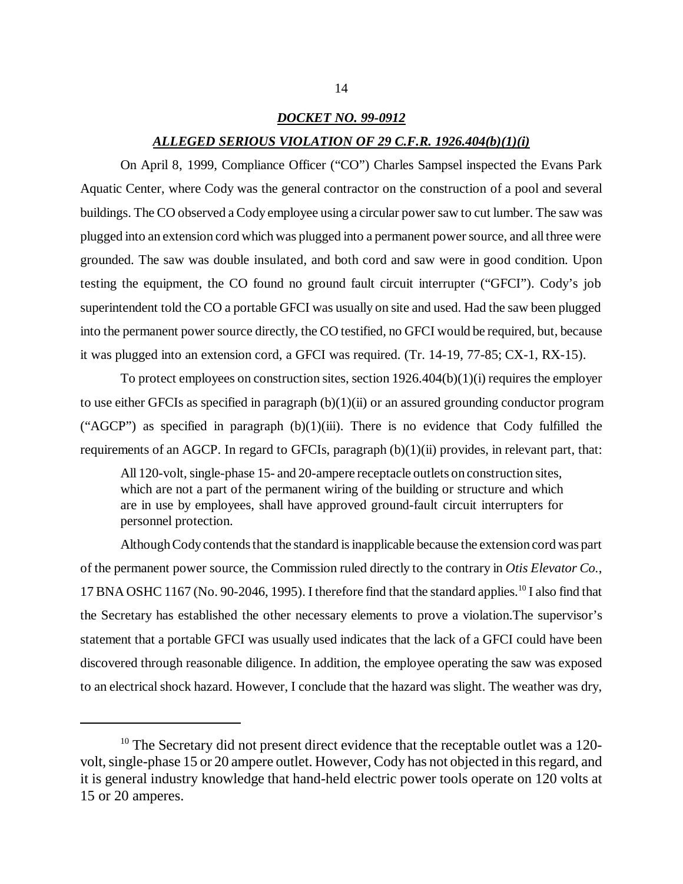***DOCKET NO. 99-0912***

***ALLEGED SERIOUS VIOLATION OF 29 C.F.R. 1926.404(b)(1)(i)***

On April 8, 1999, Compliance Officer ("CO") Charles Sampsel inspected the Evans Park Aquatic Center, where Cody was the general contractor on the construction of a pool and several buildings. The CO observed a Cody employee using a circular power saw to cut lumber. The saw was plugged into an extension cord which was plugged into a permanent power source, and all three were grounded. The saw was double insulated, and both cord and saw were in good condition. Upon testing the equipment, the CO found no ground fault circuit interrupter ("GFCI"). Cody's job superintendent told the CO a portable GFCI was usually on site and used. Had the saw been plugged into the permanent power source directly, the CO testified, no GFCI would be required, but, because it was plugged into an extension cord, a GFCI was required. (Tr. 14-19, 77-85; CX-1, RX-15).

To protect employees on construction sites, section 1926.404(b)(1)(i) requires the employer to use either GFCIs as specified in paragraph (b)(1)(ii) or an assured grounding conductor program ("AGCP") as specified in paragraph (b)(1)(iii). There is no evidence that Cody fulfilled the requirements of an AGCP. In regard to GFCIs, paragraph (b)(1)(ii) provides, in relevant part, that:

> All 120-volt, single-phase 15- and 20-ampere receptacle outlets on construction sites, which are not a part of the permanent wiring of the building or structure and which are in use by employees, shall have approved ground-fault circuit interrupters for personnel protection.

Although Cody contends that the standard is inapplicable because the extension cord was part of the permanent power source, the Commission ruled directly to the contrary in *Otis Elevator Co.*, 17 BNA OSHC 1167 (No. 90-2046, 1995). I therefore find that the standard applies.[10] I also find that the Secretary has established the other necessary elements to prove a violation.The supervisor's statement that a portable GFCI was usually used indicates that the lack of a GFCI could have been discovered through reasonable diligence. In addition, the employee operating the saw was exposed to an electrical shock hazard. However, I conclude that the hazard was slight. The weather was dry,

---

[10] The Secretary did not present direct evidence that the receptable outlet was a 120-volt, single-phase 15 or 20 ampere outlet. However, Cody has not objected in this regard, and it is general industry knowledge that hand-held electric power tools operate on 120 volts at 15 or 20 amperes.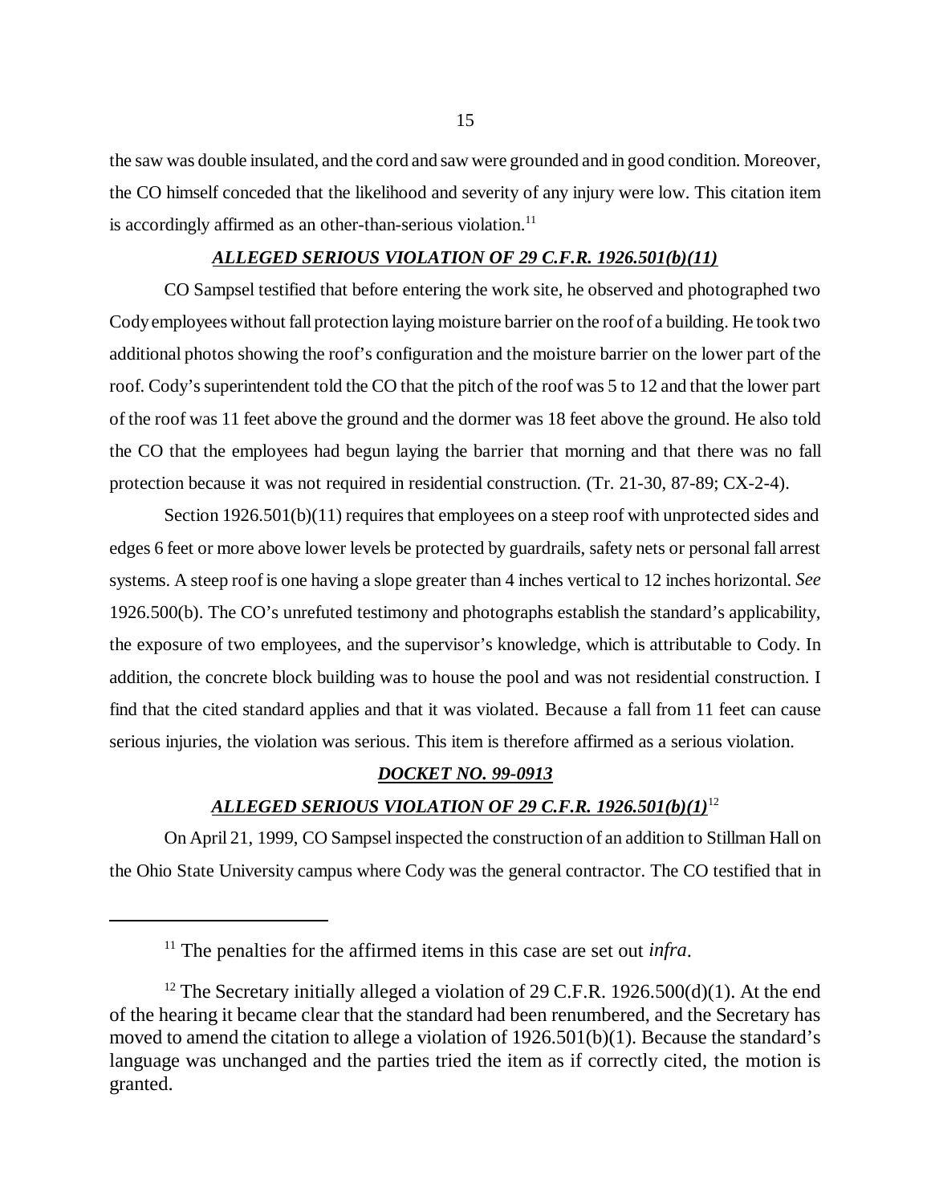the saw was double insulated, and the cord and saw were grounded and in good condition. Moreover, the CO himself conceded that the likelihood and severity of any injury were low. This citation item is accordingly affirmed as an other-than-serious violation.[11]

### ***ALLEGED SERIOUS VIOLATION OF 29 C.F.R. 1926.501(b)(11)***

CO Sampsel testified that before entering the work site, he observed and photographed two Cody employees without fall protection laying moisture barrier on the roof of a building. He took two additional photos showing the roof's configuration and the moisture barrier on the lower part of the roof. Cody's superintendent told the CO that the pitch of the roof was 5 to 12 and that the lower part of the roof was 11 feet above the ground and the dormer was 18 feet above the ground. He also told the CO that the employees had begun laying the barrier that morning and that there was no fall protection because it was not required in residential construction. (Tr. 21-30, 87-89; CX-2-4).

Section 1926.501(b)(11) requires that employees on a steep roof with unprotected sides and edges 6 feet or more above lower levels be protected by guardrails, safety nets or personal fall arrest systems. A steep roof is one having a slope greater than 4 inches vertical to 12 inches horizontal. *See* 1926.500(b). The CO's unrefuted testimony and photographs establish the standard's applicability, the exposure of two employees, and the supervisor's knowledge, which is attributable to Cody. In addition, the concrete block building was to house the pool and was not residential construction. I find that the cited standard applies and that it was violated. Because a fall from 11 feet can cause serious injuries, the violation was serious. This item is therefore affirmed as a serious violation.

### ***DOCKET NO. 99-0913***

### ***ALLEGED SERIOUS VIOLATION OF 29 C.F.R. 1926.501(b)(1)***[12]

On April 21, 1999, CO Sampsel inspected the construction of an addition to Stillman Hall on the Ohio State University campus where Cody was the general contractor. The CO testified that in

---

[11] The penalties for the affirmed items in this case are set out *infra*.

[12] The Secretary initially alleged a violation of 29 C.F.R. 1926.500(d)(1). At the end of the hearing it became clear that the standard had been renumbered, and the Secretary has moved to amend the citation to allege a violation of 1926.501(b)(1). Because the standard's language was unchanged and the parties tried the item as if correctly cited, the motion is granted.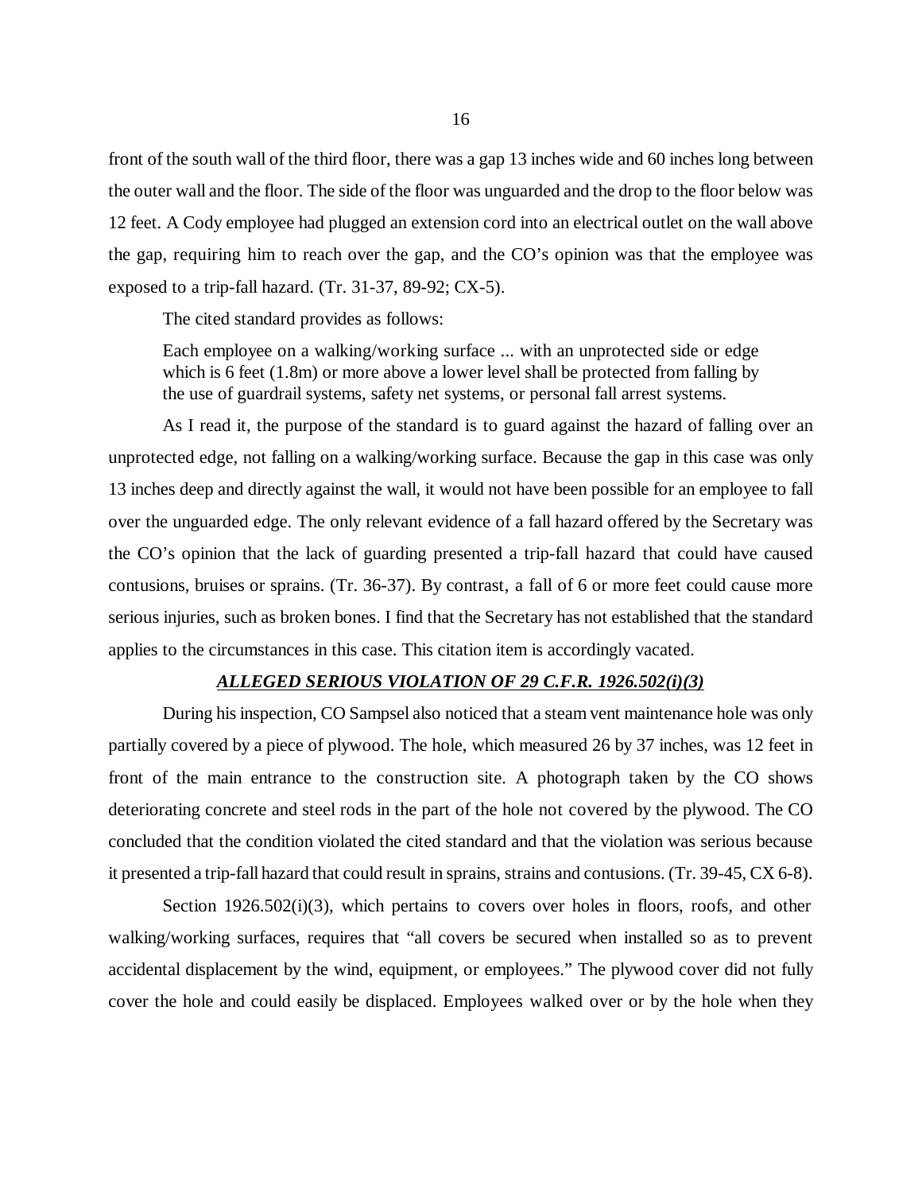front of the south wall of the third floor, there was a gap 13 inches wide and 60 inches long between the outer wall and the floor. The side of the floor was unguarded and the drop to the floor below was 12 feet. A Cody employee had plugged an extension cord into an electrical outlet on the wall above the gap, requiring him to reach over the gap, and the CO's opinion was that the employee was exposed to a trip-fall hazard. (Tr. 31-37, 89-92; CX-5).

The cited standard provides as follows:

> Each employee on a walking/working surface ... with an unprotected side or edge which is 6 feet (1.8m) or more above a lower level shall be protected from falling by the use of guardrail systems, safety net systems, or personal fall arrest systems.

As I read it, the purpose of the standard is to guard against the hazard of falling over an unprotected edge, not falling on a walking/working surface. Because the gap in this case was only 13 inches deep and directly against the wall, it would not have been possible for an employee to fall over the unguarded edge. The only relevant evidence of a fall hazard offered by the Secretary was the CO's opinion that the lack of guarding presented a trip-fall hazard that could have caused contusions, bruises or sprains. (Tr. 36-37). By contrast, a fall of 6 or more feet could cause more serious injuries, such as broken bones. I find that the Secretary has not established that the standard applies to the circumstances in this case. This citation item is accordingly vacated.

### ***ALLEGED SERIOUS VIOLATION OF 29 C.F.R. 1926.502(i)(3)***

During his inspection, CO Sampsel also noticed that a steam vent maintenance hole was only partially covered by a piece of plywood. The hole, which measured 26 by 37 inches, was 12 feet in front of the main entrance to the construction site. A photograph taken by the CO shows deteriorating concrete and steel rods in the part of the hole not covered by the plywood. The CO concluded that the condition violated the cited standard and that the violation was serious because it presented a trip-fall hazard that could result in sprains, strains and contusions. (Tr. 39-45, CX 6-8).

Section 1926.502(i)(3), which pertains to covers over holes in floors, roofs, and other walking/working surfaces, requires that "all covers be secured when installed so as to prevent accidental displacement by the wind, equipment, or employees." The plywood cover did not fully cover the hole and could easily be displaced. Employees walked over or by the hole when they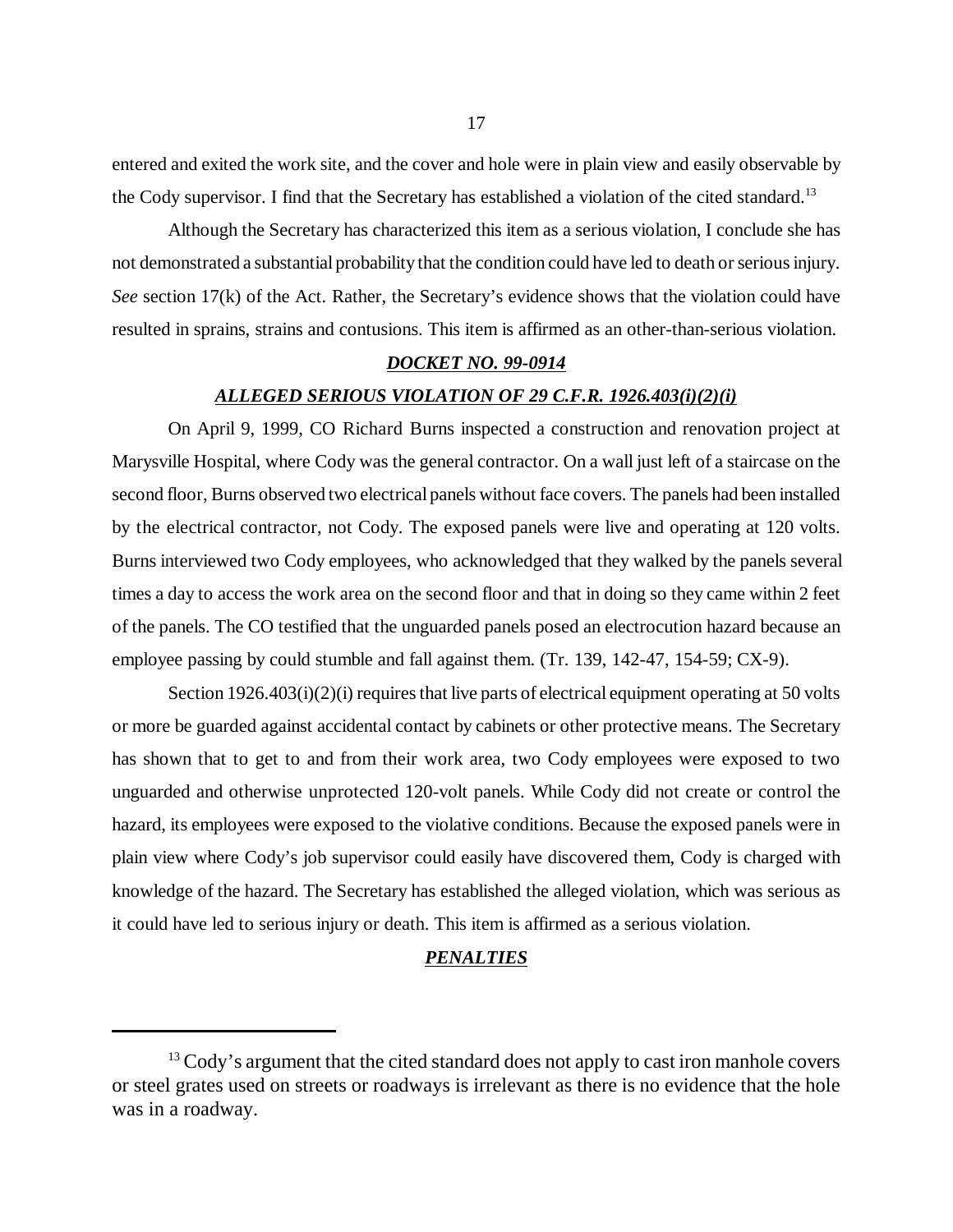entered and exited the work site, and the cover and hole were in plain view and easily observable by the Cody supervisor. I find that the Secretary has established a violation of the cited standard.[13]

Although the Secretary has characterized this item as a serious violation, I conclude she has not demonstrated a substantial probability that the condition could have led to death or serious injury. *See* section 17(k) of the Act. Rather, the Secretary's evidence shows that the violation could have resulted in sprains, strains and contusions. This item is affirmed as an other-than-serious violation.

***DOCKET NO. 99-0914***

***ALLEGED SERIOUS VIOLATION OF 29 C.F.R. 1926.403(i)(2)(i)***

On April 9, 1999, CO Richard Burns inspected a construction and renovation project at Marysville Hospital, where Cody was the general contractor. On a wall just left of a staircase on the second floor, Burns observed two electrical panels without face covers. The panels had been installed by the electrical contractor, not Cody. The exposed panels were live and operating at 120 volts. Burns interviewed two Cody employees, who acknowledged that they walked by the panels several times a day to access the work area on the second floor and that in doing so they came within 2 feet of the panels. The CO testified that the unguarded panels posed an electrocution hazard because an employee passing by could stumble and fall against them. (Tr. 139, 142-47, 154-59; CX-9).

Section 1926.403(i)(2)(i) requires that live parts of electrical equipment operating at 50 volts or more be guarded against accidental contact by cabinets or other protective means. The Secretary has shown that to get to and from their work area, two Cody employees were exposed to two unguarded and otherwise unprotected 120-volt panels. While Cody did not create or control the hazard, its employees were exposed to the violative conditions. Because the exposed panels were in plain view where Cody's job supervisor could easily have discovered them, Cody is charged with knowledge of the hazard. The Secretary has established the alleged violation, which was serious as it could have led to serious injury or death. This item is affirmed as a serious violation.

***PENALTIES***

---

[13] Cody's argument that the cited standard does not apply to cast iron manhole covers or steel grates used on streets or roadways is irrelevant as there is no evidence that the hole was in a roadway.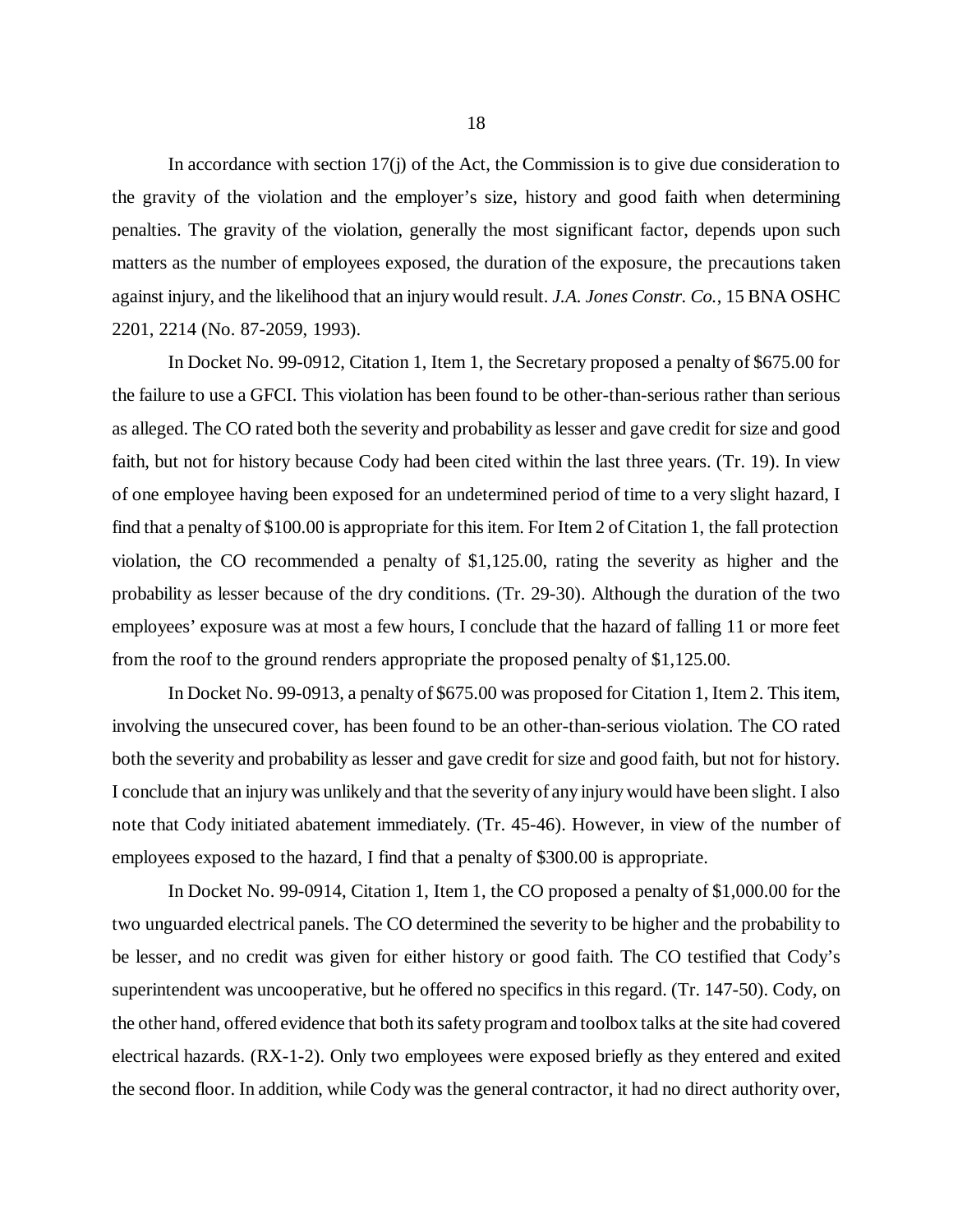In accordance with section 17(j) of the Act, the Commission is to give due consideration to the gravity of the violation and the employer's size, history and good faith when determining penalties. The gravity of the violation, generally the most significant factor, depends upon such matters as the number of employees exposed, the duration of the exposure, the precautions taken against injury, and the likelihood that an injury would result. *J.A. Jones Constr. Co.*, 15 BNA OSHC 2201, 2214 (No. 87-2059, 1993).

In Docket No. 99-0912, Citation 1, Item 1, the Secretary proposed a penalty of $675.00 for the failure to use a GFCI. This violation has been found to be other-than-serious rather than serious as alleged. The CO rated both the severity and probability as lesser and gave credit for size and good faith, but not for history because Cody had been cited within the last three years. (Tr. 19). In view of one employee having been exposed for an undetermined period of time to a very slight hazard, I find that a penalty of $100.00 is appropriate for this item. For Item 2 of Citation 1, the fall protection violation, the CO recommended a penalty of $1,125.00, rating the severity as higher and the probability as lesser because of the dry conditions. (Tr. 29-30). Although the duration of the two employees' exposure was at most a few hours, I conclude that the hazard of falling 11 or more feet from the roof to the ground renders appropriate the proposed penalty of $1,125.00.

In Docket No. 99-0913, a penalty of $675.00 was proposed for Citation 1, Item 2. This item, involving the unsecured cover, has been found to be an other-than-serious violation. The CO rated both the severity and probability as lesser and gave credit for size and good faith, but not for history. I conclude that an injury was unlikely and that the severity of any injury would have been slight. I also note that Cody initiated abatement immediately. (Tr. 45-46). However, in view of the number of employees exposed to the hazard, I find that a penalty of $300.00 is appropriate.

In Docket No. 99-0914, Citation 1, Item 1, the CO proposed a penalty of $1,000.00 for the two unguarded electrical panels. The CO determined the severity to be higher and the probability to be lesser, and no credit was given for either history or good faith. The CO testified that Cody's superintendent was uncooperative, but he offered no specifics in this regard. (Tr. 147-50). Cody, on the other hand, offered evidence that both its safety program and toolbox talks at the site had covered electrical hazards. (RX-1-2). Only two employees were exposed briefly as they entered and exited the second floor. In addition, while Cody was the general contractor, it had no direct authority over,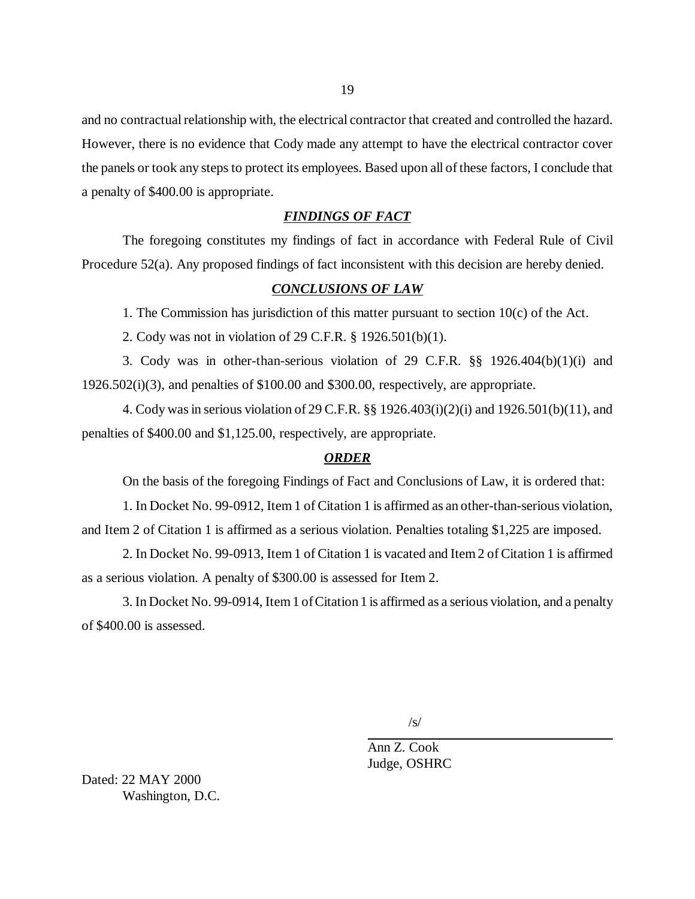and no contractual relationship with, the electrical contractor that created and controlled the hazard. However, there is no evidence that Cody made any attempt to have the electrical contractor cover the panels or took any steps to protect its employees. Based upon all of these factors, I conclude that a penalty of $400.00 is appropriate.

## ***FINDINGS OF FACT***

The foregoing constitutes my findings of fact in accordance with Federal Rule of Civil Procedure 52(a). Any proposed findings of fact inconsistent with this decision are hereby denied.

## ***CONCLUSIONS OF LAW***

1. The Commission has jurisdiction of this matter pursuant to section 10(c) of the Act.

2. Cody was not in violation of 29 C.F.R. § 1926.501(b)(1).

3. Cody was in other-than-serious violation of 29 C.F.R. §§ 1926.404(b)(1)(i) and 1926.502(i)(3), and penalties of $100.00 and $300.00, respectively, are appropriate.

4. Cody was in serious violation of 29 C.F.R. §§ 1926.403(i)(2)(i) and 1926.501(b)(11), and penalties of $400.00 and $1,125.00, respectively, are appropriate.

## ***ORDER***

On the basis of the foregoing Findings of Fact and Conclusions of Law, it is ordered that:

1. In Docket No. 99-0912, Item 1 of Citation 1 is affirmed as an other-than-serious violation, and Item 2 of Citation 1 is affirmed as a serious violation. Penalties totaling $1,225 are imposed.

2. In Docket No. 99-0913, Item 1 of Citation 1 is vacated and Item 2 of Citation 1 is affirmed as a serious violation. A penalty of $300.00 is assessed for Item 2.

3. In Docket No. 99-0914, Item 1 of Citation 1 is affirmed as a serious violation, and a penalty of $400.00 is assessed.

/s/

Ann Z. Cook
Judge, OSHRC

Dated: 22 MAY 2000
Washington, D.C.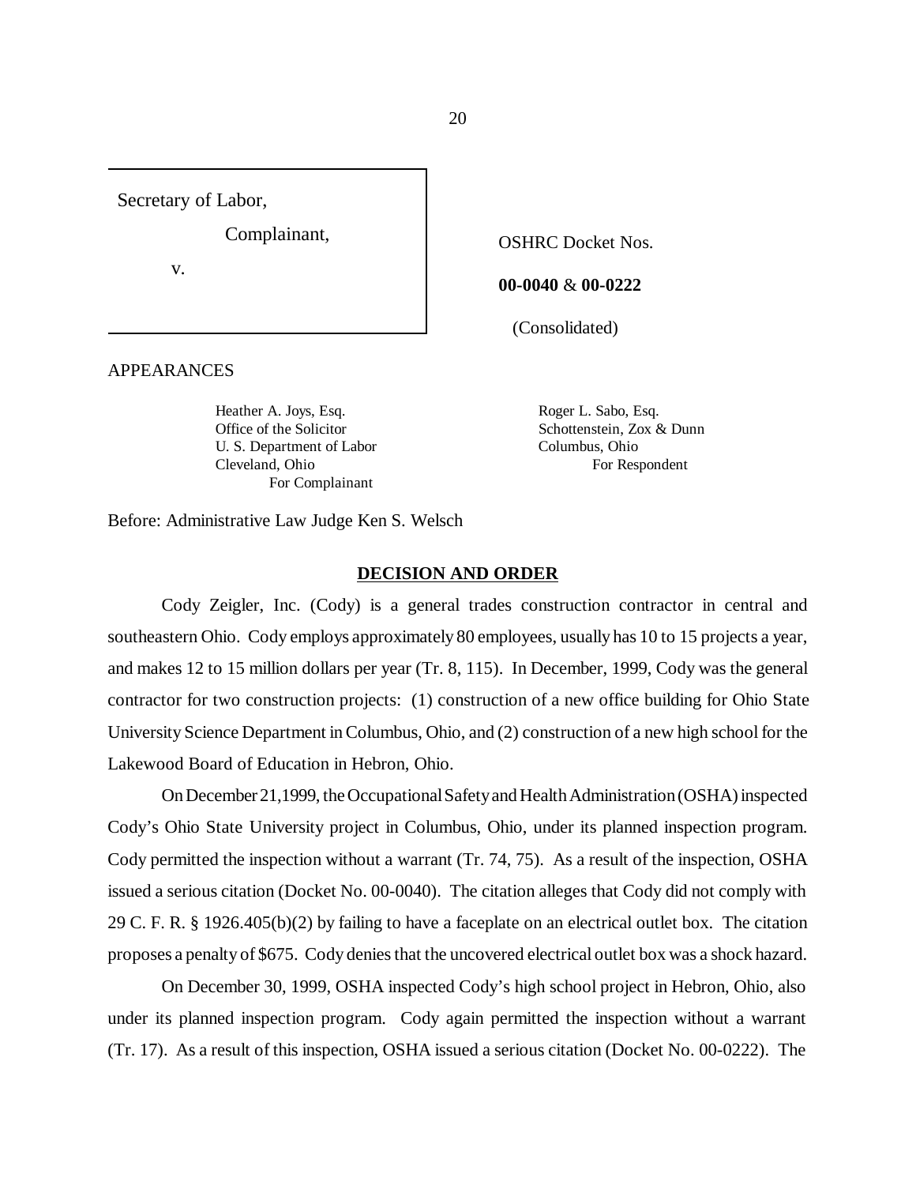Secretary of Labor,

Complainant,

v.

OSHRC Docket Nos.

**00-0040** & **00-0222**

(Consolidated)

APPEARANCES

Heather A. Joys, Esq.
Office of the Solicitor
U. S. Department of Labor
Cleveland, Ohio
For Complainant

Roger L. Sabo, Esq.
Schottenstein, Zox & Dunn
Columbus, Ohio
For Respondent

Before: Administrative Law Judge Ken S. Welsch

## **DECISION AND ORDER**

Cody Zeigler, Inc. (Cody) is a general trades construction contractor in central and southeastern Ohio. Cody employs approximately 80 employees, usually has 10 to 15 projects a year, and makes 12 to 15 million dollars per year (Tr. 8, 115). In December, 1999, Cody was the general contractor for two construction projects: (1) construction of a new office building for Ohio State University Science Department in Columbus, Ohio, and (2) construction of a new high school for the Lakewood Board of Education in Hebron, Ohio.

On December 21,1999, the Occupational Safety and Health Administration (OSHA) inspected Cody's Ohio State University project in Columbus, Ohio, under its planned inspection program. Cody permitted the inspection without a warrant (Tr. 74, 75). As a result of the inspection, OSHA issued a serious citation (Docket No. 00-0040). The citation alleges that Cody did not comply with 29 C. F. R. § 1926.405(b)(2) by failing to have a faceplate on an electrical outlet box. The citation proposes a penalty of $675. Cody denies that the uncovered electrical outlet box was a shock hazard.

On December 30, 1999, OSHA inspected Cody's high school project in Hebron, Ohio, also under its planned inspection program. Cody again permitted the inspection without a warrant (Tr. 17). As a result of this inspection, OSHA issued a serious citation (Docket No. 00-0222). The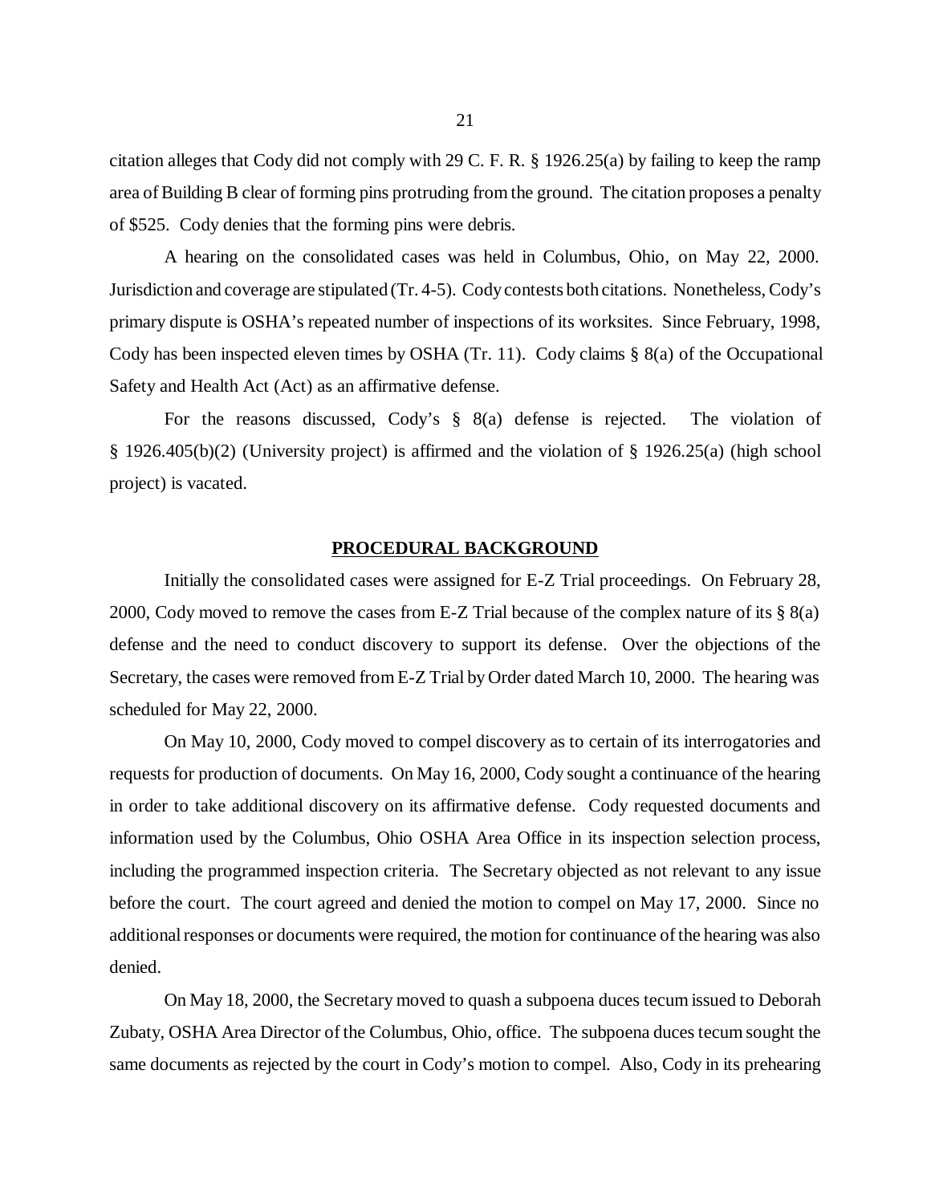citation alleges that Cody did not comply with 29 C. F. R. § 1926.25(a) by failing to keep the ramp area of Building B clear of forming pins protruding from the ground. The citation proposes a penalty of $525. Cody denies that the forming pins were debris.

A hearing on the consolidated cases was held in Columbus, Ohio, on May 22, 2000. Jurisdiction and coverage are stipulated (Tr. 4-5). Cody contests both citations. Nonetheless, Cody's primary dispute is OSHA's repeated number of inspections of its worksites. Since February, 1998, Cody has been inspected eleven times by OSHA (Tr. 11). Cody claims § 8(a) of the Occupational Safety and Health Act (Act) as an affirmative defense.

For the reasons discussed, Cody's § 8(a) defense is rejected. The violation of § 1926.405(b)(2) (University project) is affirmed and the violation of § 1926.25(a) (high school project) is vacated.

## PROCEDURAL BACKGROUND

Initially the consolidated cases were assigned for E-Z Trial proceedings. On February 28, 2000, Cody moved to remove the cases from E-Z Trial because of the complex nature of its § 8(a) defense and the need to conduct discovery to support its defense. Over the objections of the Secretary, the cases were removed from E-Z Trial by Order dated March 10, 2000. The hearing was scheduled for May 22, 2000.

On May 10, 2000, Cody moved to compel discovery as to certain of its interrogatories and requests for production of documents. On May 16, 2000, Cody sought a continuance of the hearing in order to take additional discovery on its affirmative defense. Cody requested documents and information used by the Columbus, Ohio OSHA Area Office in its inspection selection process, including the programmed inspection criteria. The Secretary objected as not relevant to any issue before the court. The court agreed and denied the motion to compel on May 17, 2000. Since no additional responses or documents were required, the motion for continuance of the hearing was also denied.

On May 18, 2000, the Secretary moved to quash a subpoena duces tecum issued to Deborah Zubaty, OSHA Area Director of the Columbus, Ohio, office. The subpoena duces tecum sought the same documents as rejected by the court in Cody's motion to compel. Also, Cody in its prehearing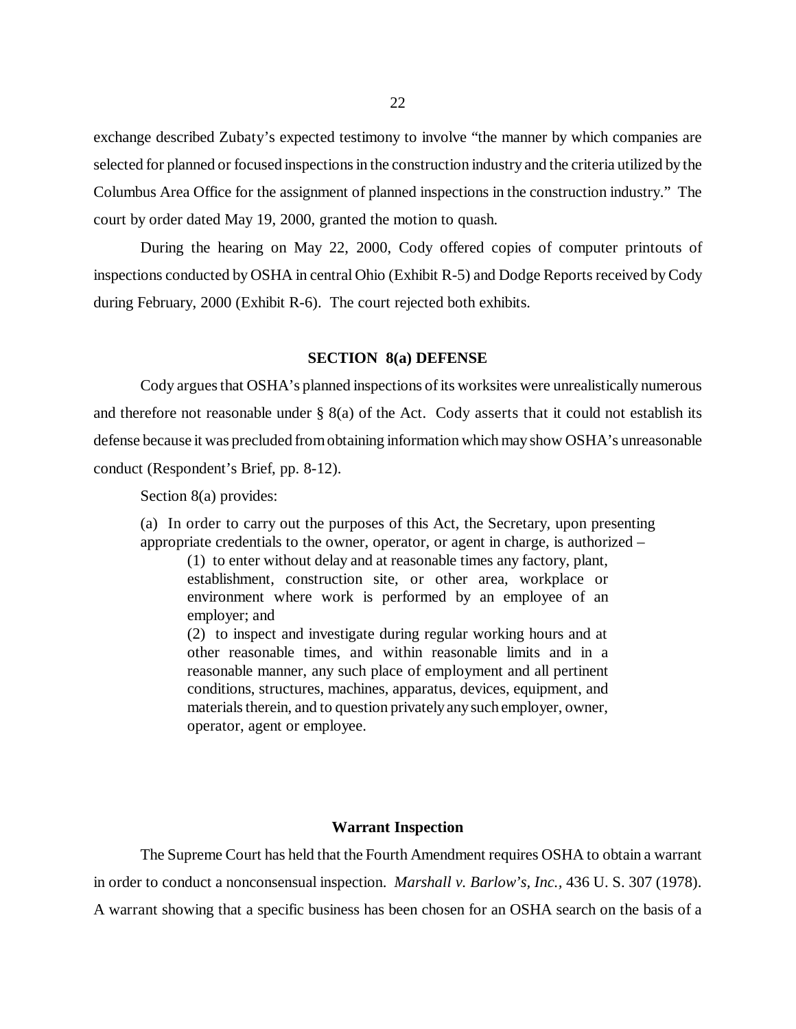exchange described Zubaty's expected testimony to involve "the manner by which companies are selected for planned or focused inspections in the construction industry and the criteria utilized by the Columbus Area Office for the assignment of planned inspections in the construction industry." The court by order dated May 19, 2000, granted the motion to quash.

During the hearing on May 22, 2000, Cody offered copies of computer printouts of inspections conducted by OSHA in central Ohio (Exhibit R-5) and Dodge Reports received by Cody during February, 2000 (Exhibit R-6). The court rejected both exhibits.

## SECTION 8(a) DEFENSE

Cody argues that OSHA's planned inspections of its worksites were unrealistically numerous and therefore not reasonable under § 8(a) of the Act. Cody asserts that it could not establish its defense because it was precluded from obtaining information which may show OSHA's unreasonable conduct (Respondent's Brief, pp. 8-12).

Section 8(a) provides:

> (a) In order to carry out the purposes of this Act, the Secretary, upon presenting appropriate credentials to the owner, operator, or agent in charge, is authorized –
>
> > (1) to enter without delay and at reasonable times any factory, plant, establishment, construction site, or other area, workplace or environment where work is performed by an employee of an employer; and
> >
> > (2) to inspect and investigate during regular working hours and at other reasonable times, and within reasonable limits and in a reasonable manner, any such place of employment and all pertinent conditions, structures, machines, apparatus, devices, equipment, and materials therein, and to question privately any such employer, owner, operator, agent or employee.

### Warrant Inspection

The Supreme Court has held that the Fourth Amendment requires OSHA to obtain a warrant in order to conduct a nonconsensual inspection. *Marshall v. Barlow's, Inc.,* 436 U. S. 307 (1978). A warrant showing that a specific business has been chosen for an OSHA search on the basis of a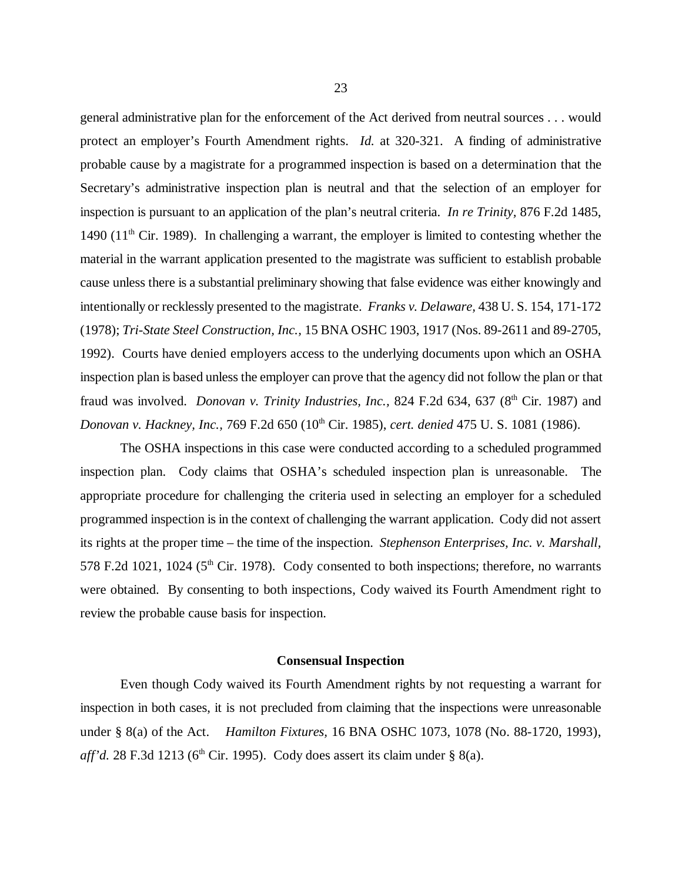general administrative plan for the enforcement of the Act derived from neutral sources . . . would protect an employer's Fourth Amendment rights. *Id.* at 320-321. A finding of administrative probable cause by a magistrate for a programmed inspection is based on a determination that the Secretary's administrative inspection plan is neutral and that the selection of an employer for inspection is pursuant to an application of the plan's neutral criteria. *In re Trinity,* 876 F.2d 1485, 1490 (11th Cir. 1989). In challenging a warrant, the employer is limited to contesting whether the material in the warrant application presented to the magistrate was sufficient to establish probable cause unless there is a substantial preliminary showing that false evidence was either knowingly and intentionally or recklessly presented to the magistrate. *Franks v. Delaware,* 438 U. S. 154, 171-172 (1978); *Tri-State Steel Construction, Inc.,* 15 BNA OSHC 1903, 1917 (Nos. 89-2611 and 89-2705, 1992). Courts have denied employers access to the underlying documents upon which an OSHA inspection plan is based unless the employer can prove that the agency did not follow the plan or that fraud was involved. *Donovan v. Trinity Industries, Inc.,* 824 F.2d 634, 637 (8th Cir. 1987) and *Donovan v. Hackney, Inc.,* 769 F.2d 650 (10th Cir. 1985), *cert. denied* 475 U. S. 1081 (1986).

The OSHA inspections in this case were conducted according to a scheduled programmed inspection plan. Cody claims that OSHA's scheduled inspection plan is unreasonable. The appropriate procedure for challenging the criteria used in selecting an employer for a scheduled programmed inspection is in the context of challenging the warrant application. Cody did not assert its rights at the proper time – the time of the inspection. *Stephenson Enterprises, Inc. v. Marshall,* 578 F.2d 1021, 1024 (5th Cir. 1978). Cody consented to both inspections; therefore, no warrants were obtained. By consenting to both inspections, Cody waived its Fourth Amendment right to review the probable cause basis for inspection.

**Consensual Inspection**

Even though Cody waived its Fourth Amendment rights by not requesting a warrant for inspection in both cases, it is not precluded from claiming that the inspections were unreasonable under § 8(a) of the Act. *Hamilton Fixtures,* 16 BNA OSHC 1073, 1078 (No. 88-1720, 1993), *aff'd.* 28 F.3d 1213 (6th Cir. 1995). Cody does assert its claim under § 8(a).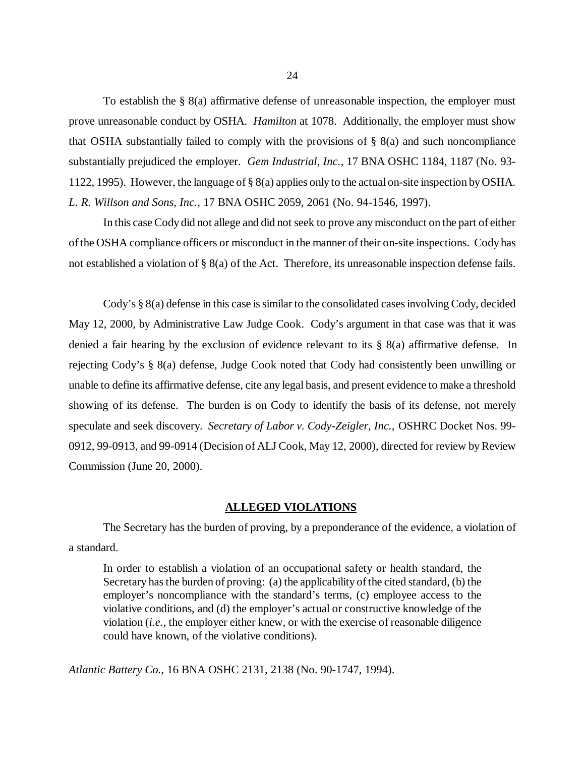To establish the § 8(a) affirmative defense of unreasonable inspection, the employer must prove unreasonable conduct by OSHA. *Hamilton* at 1078. Additionally, the employer must show that OSHA substantially failed to comply with the provisions of § 8(a) and such noncompliance substantially prejudiced the employer. *Gem Industrial, Inc.,* 17 BNA OSHC 1184, 1187 (No. 93-1122, 1995). However, the language of § 8(a) applies only to the actual on-site inspection by OSHA. *L. R. Willson and Sons, Inc.,* 17 BNA OSHC 2059, 2061 (No. 94-1546, 1997).

In this case Cody did not allege and did not seek to prove any misconduct on the part of either of the OSHA compliance officers or misconduct in the manner of their on-site inspections. Cody has not established a violation of § 8(a) of the Act. Therefore, its unreasonable inspection defense fails.

Cody's § 8(a) defense in this case is similar to the consolidated cases involving Cody, decided May 12, 2000, by Administrative Law Judge Cook. Cody's argument in that case was that it was denied a fair hearing by the exclusion of evidence relevant to its § 8(a) affirmative defense. In rejecting Cody's § 8(a) defense, Judge Cook noted that Cody had consistently been unwilling or unable to define its affirmative defense, cite any legal basis, and present evidence to make a threshold showing of its defense. The burden is on Cody to identify the basis of its defense, not merely speculate and seek discovery. *Secretary of Labor v. Cody-Zeigler, Inc.,* OSHRC Docket Nos. 99-0912, 99-0913, and 99-0914 (Decision of ALJ Cook, May 12, 2000), directed for review by Review Commission (June 20, 2000).

## ALLEGED VIOLATIONS

The Secretary has the burden of proving, by a preponderance of the evidence, a violation of a standard.

> In order to establish a violation of an occupational safety or health standard, the Secretary has the burden of proving: (a) the applicability of the cited standard, (b) the employer's noncompliance with the standard's terms, (c) employee access to the violative conditions, and (d) the employer's actual or constructive knowledge of the violation (*i.e.,* the employer either knew, or with the exercise of reasonable diligence could have known, of the violative conditions).

*Atlantic Battery Co.,* 16 BNA OSHC 2131, 2138 (No. 90-1747, 1994).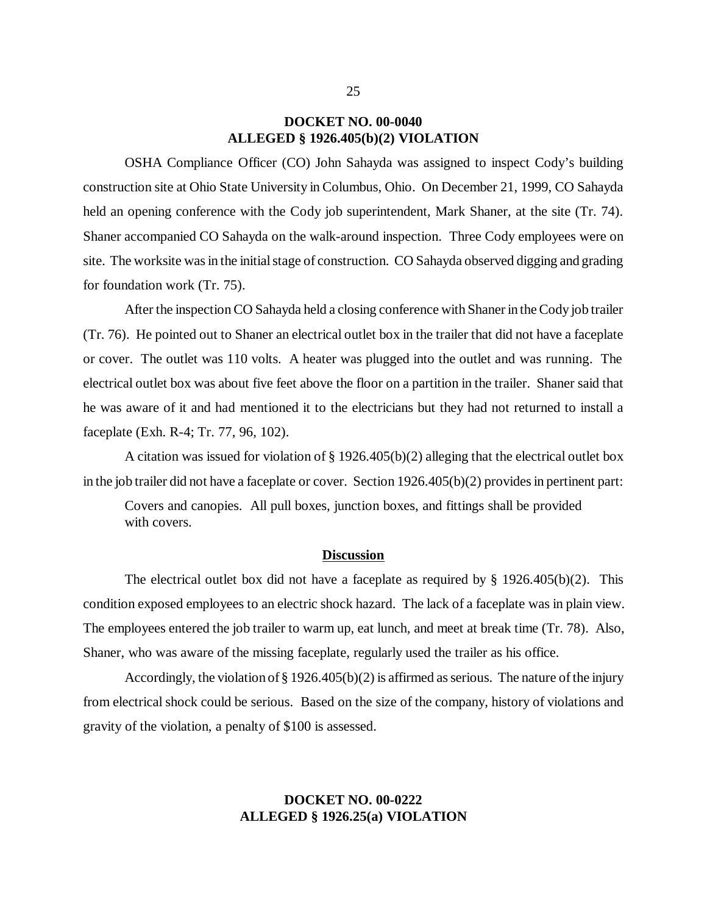## DOCKET NO. 00-0040
## ALLEGED § 1926.405(b)(2) VIOLATION

OSHA Compliance Officer (CO) John Sahayda was assigned to inspect Cody's building construction site at Ohio State University in Columbus, Ohio. On December 21, 1999, CO Sahayda held an opening conference with the Cody job superintendent, Mark Shaner, at the site (Tr. 74). Shaner accompanied CO Sahayda on the walk-around inspection. Three Cody employees were on site. The worksite was in the initial stage of construction. CO Sahayda observed digging and grading for foundation work (Tr. 75).

After the inspection CO Sahayda held a closing conference with Shaner in the Cody job trailer (Tr. 76). He pointed out to Shaner an electrical outlet box in the trailer that did not have a faceplate or cover. The outlet was 110 volts. A heater was plugged into the outlet and was running. The electrical outlet box was about five feet above the floor on a partition in the trailer. Shaner said that he was aware of it and had mentioned it to the electricians but they had not returned to install a faceplate (Exh. R-4; Tr. 77, 96, 102).

A citation was issued for violation of § 1926.405(b)(2) alleging that the electrical outlet box in the job trailer did not have a faceplate or cover. Section 1926.405(b)(2) provides in pertinent part:

> Covers and canopies. All pull boxes, junction boxes, and fittings shall be provided with covers.

### Discussion

The electrical outlet box did not have a faceplate as required by § 1926.405(b)(2). This condition exposed employees to an electric shock hazard. The lack of a faceplate was in plain view. The employees entered the job trailer to warm up, eat lunch, and meet at break time (Tr. 78). Also, Shaner, who was aware of the missing faceplate, regularly used the trailer as his office.

Accordingly, the violation of § 1926.405(b)(2) is affirmed as serious. The nature of the injury from electrical shock could be serious. Based on the size of the company, history of violations and gravity of the violation, a penalty of $100 is assessed.

## DOCKET NO. 00-0222
## ALLEGED § 1926.25(a) VIOLATION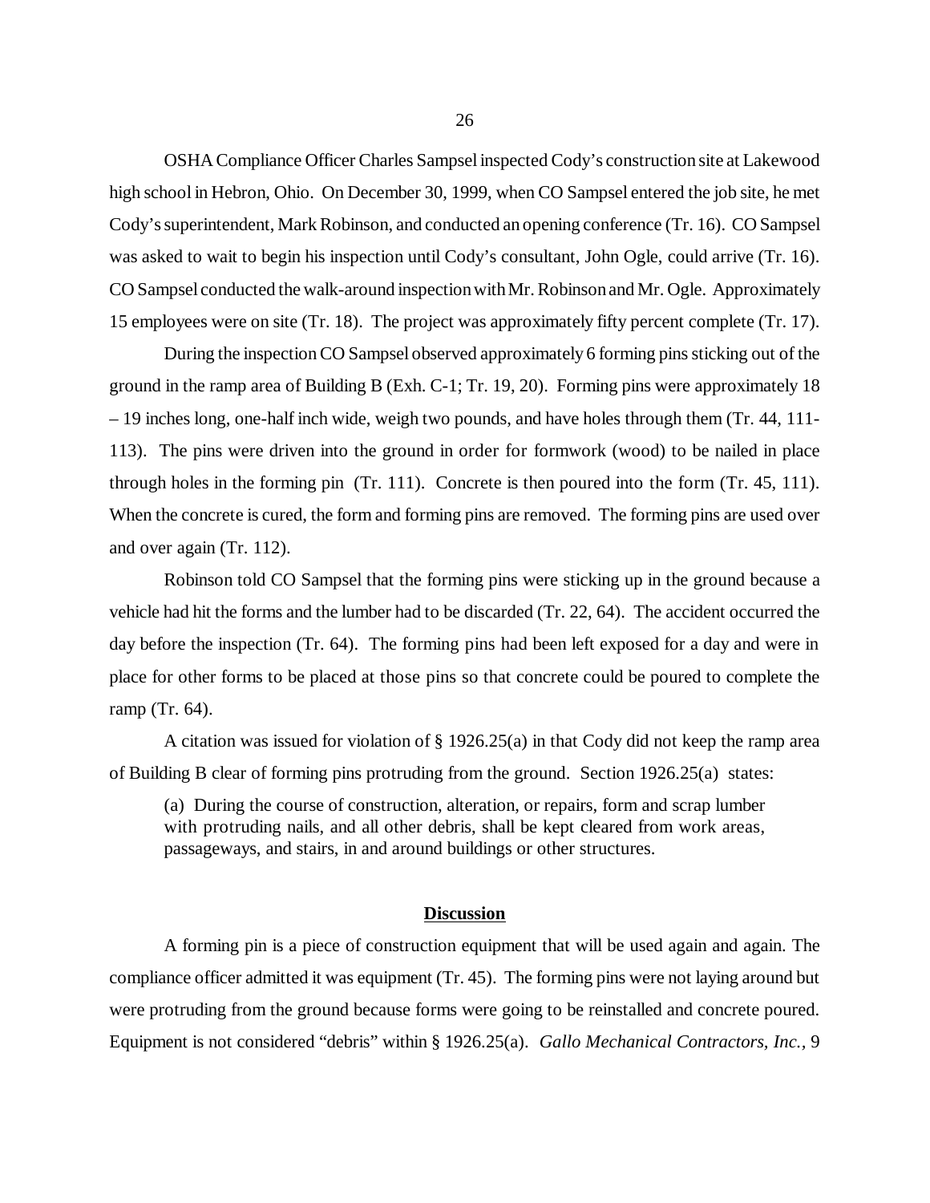OSHA Compliance Officer Charles Sampsel inspected Cody's construction site at Lakewood high school in Hebron, Ohio. On December 30, 1999, when CO Sampsel entered the job site, he met Cody's superintendent, Mark Robinson, and conducted an opening conference (Tr. 16). CO Sampsel was asked to wait to begin his inspection until Cody's consultant, John Ogle, could arrive (Tr. 16). CO Sampsel conducted the walk-around inspection with Mr. Robinson and Mr. Ogle. Approximately 15 employees were on site (Tr. 18). The project was approximately fifty percent complete (Tr. 17).

During the inspection CO Sampsel observed approximately 6 forming pins sticking out of the ground in the ramp area of Building B (Exh. C-1; Tr. 19, 20). Forming pins were approximately 18 – 19 inches long, one-half inch wide, weigh two pounds, and have holes through them (Tr. 44, 111-113). The pins were driven into the ground in order for formwork (wood) to be nailed in place through holes in the forming pin (Tr. 111). Concrete is then poured into the form (Tr. 45, 111). When the concrete is cured, the form and forming pins are removed. The forming pins are used over and over again (Tr. 112).

Robinson told CO Sampsel that the forming pins were sticking up in the ground because a vehicle had hit the forms and the lumber had to be discarded (Tr. 22, 64). The accident occurred the day before the inspection (Tr. 64). The forming pins had been left exposed for a day and were in place for other forms to be placed at those pins so that concrete could be poured to complete the ramp (Tr. 64).

A citation was issued for violation of § 1926.25(a) in that Cody did not keep the ramp area of Building B clear of forming pins protruding from the ground. Section 1926.25(a) states:

> (a) During the course of construction, alteration, or repairs, form and scrap lumber with protruding nails, and all other debris, shall be kept cleared from work areas, passageways, and stairs, in and around buildings or other structures.

## **Discussion**

A forming pin is a piece of construction equipment that will be used again and again. The compliance officer admitted it was equipment (Tr. 45). The forming pins were not laying around but were protruding from the ground because forms were going to be reinstalled and concrete poured. Equipment is not considered "debris" within § 1926.25(a). *Gallo Mechanical Contractors, Inc.*, 9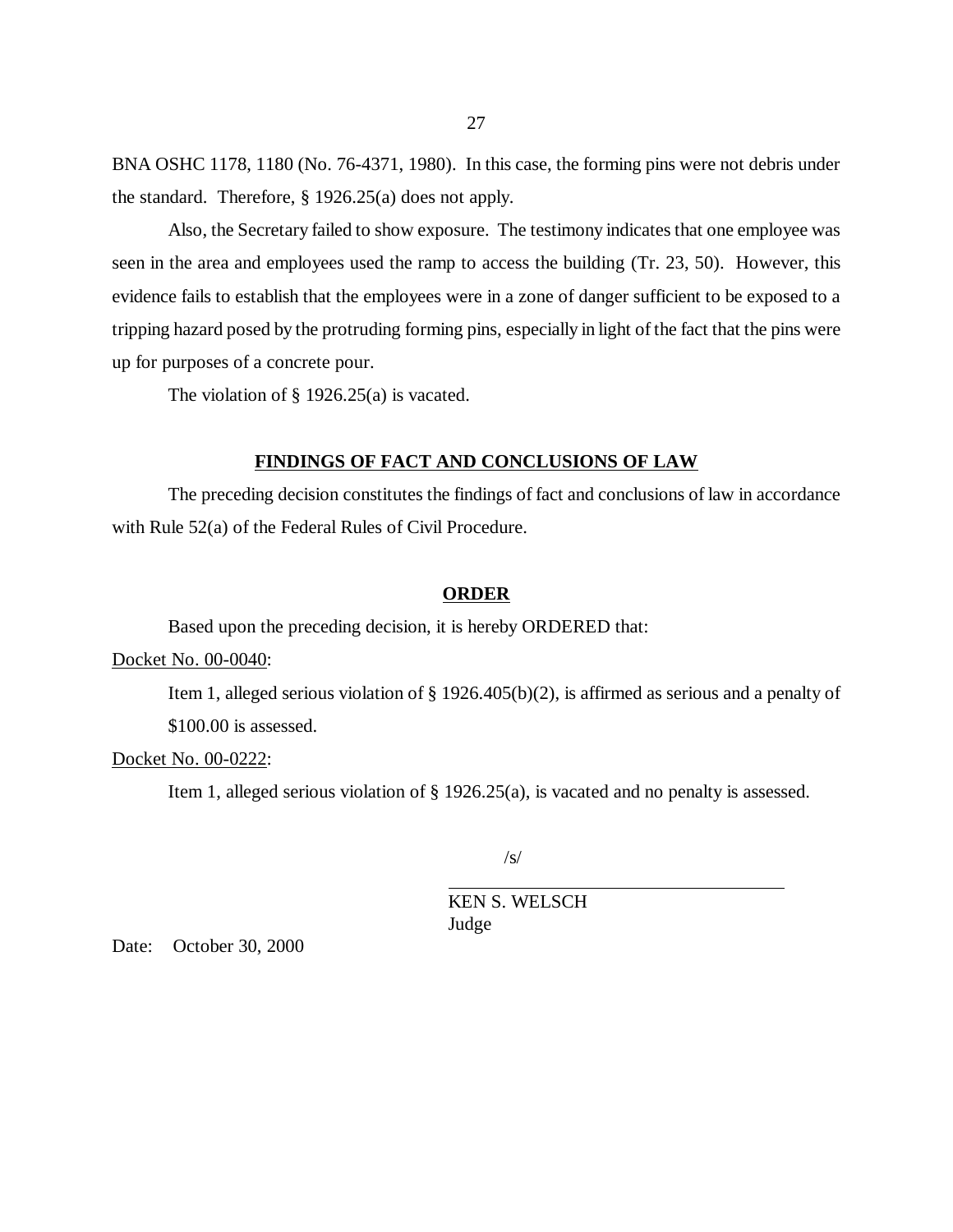BNA OSHC 1178, 1180 (No. 76-4371, 1980). In this case, the forming pins were not debris under the standard. Therefore, § 1926.25(a) does not apply.

Also, the Secretary failed to show exposure. The testimony indicates that one employee was seen in the area and employees used the ramp to access the building (Tr. 23, 50). However, this evidence fails to establish that the employees were in a zone of danger sufficient to be exposed to a tripping hazard posed by the protruding forming pins, especially in light of the fact that the pins were up for purposes of a concrete pour.

The violation of § 1926.25(a) is vacated.

## FINDINGS OF FACT AND CONCLUSIONS OF LAW

The preceding decision constitutes the findings of fact and conclusions of law in accordance with Rule 52(a) of the Federal Rules of Civil Procedure.

## ORDER

Based upon the preceding decision, it is hereby ORDERED that:

Docket No. 00-0040:

Item 1, alleged serious violation of § 1926.405(b)(2), is affirmed as serious and a penalty of $100.00 is assessed.

Docket No. 00-0222:

Item 1, alleged serious violation of § 1926.25(a), is vacated and no penalty is assessed.

/s/

KEN S. WELSCH
Judge

Date: October 30, 2000